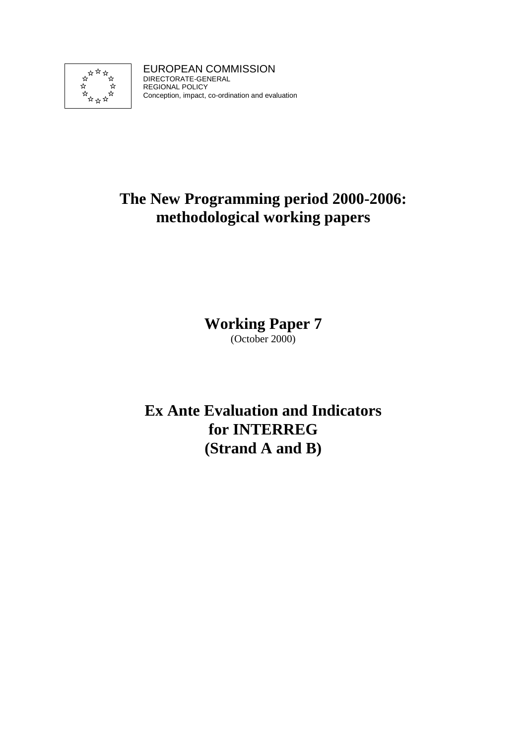EUROPEAN COMMISSION
DIRECTORATE-GENERAL
REGIONAL POLICY
Conception, impact, co-ordination and evaluation

# The New Programming period 2000-2006: methodological working papers

## Working Paper 7

(October 2000)

# Ex Ante Evaluation and Indicators for INTERREG (Strand A and B)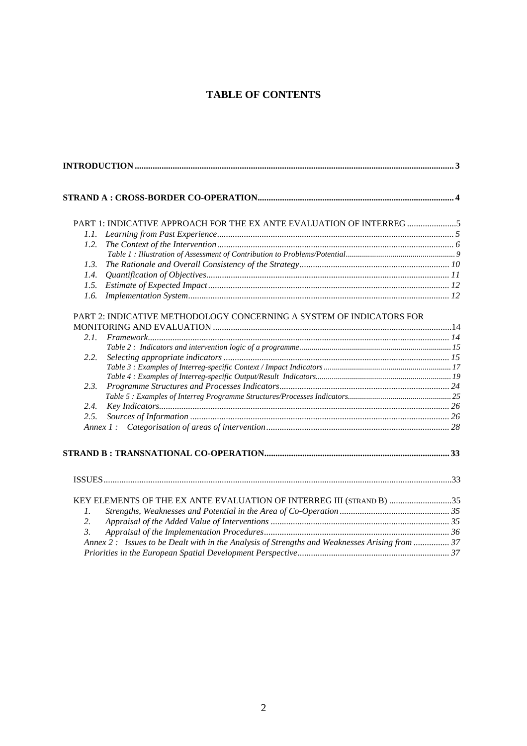# TABLE OF CONTENTS

**INTRODUCTION** ..... 3

**STRAND A : CROSS-BORDER CO-OPERATION** ..... 4

PART 1: INDICATIVE APPROACH FOR THE EX ANTE EVALUATION OF INTERREG ..... 5

- 1.1. *Learning from Past Experience* ..... 5
- 1.2. *The Context of the Intervention* ..... 6
  - *Table 1 : Illustration of Assessment of Contribution to Problems/Potential* ..... 9
- 1.3. *The Rationale and Overall Consistency of the Strategy* ..... 10
- 1.4. *Quantification of Objectives* ..... 11
- 1.5. *Estimate of Expected Impact* ..... 12
- 1.6. *Implementation System* ..... 12

PART 2: INDICATIVE METHODOLOGY CONCERNING A SYSTEM OF INDICATORS FOR MONITORING AND EVALUATION ..... 14

- 2.1. *Framework* ..... 14
  - *Table 2 : Indicators and intervention logic of a programme* ..... 15
- 2.2. *Selecting appropriate indicators* ..... 15
  - *Table 3 : Examples of Interreg-specific Context / Impact Indicators* ..... 17
  - *Table 4 : Examples of Interreg-specific Output/Result Indicators* ..... 19
- 2.3. *Programme Structures and Processes Indicators* ..... 24
  - *Table 5 : Examples of Interreg Programme Structures/Processes Indicators* ..... 25
- 2.4. *Key Indicators* ..... 26
- 2.5. *Sources of Information* ..... 26
- *Annex 1 : Categorisation of areas of intervention* ..... 28

**STRAND B : TRANSNATIONAL CO-OPERATION** ..... 33

ISSUES ..... 33

KEY ELEMENTS OF THE EX ANTE EVALUATION OF INTERREG III (STRAND B) ..... 35

- 1. *Strengths, Weaknesses and Potential in the Area of Co-Operation* ..... 35
- 2. *Appraisal of the Added Value of Interventions* ..... 35
- 3. *Appraisal of the Implementation Procedures* ..... 36
- *Annex 2 : Issues to be Dealt with in the Analysis of Strengths and Weaknesses Arising from* ..... 37
- *Priorities in the European Spatial Development Perspective* ..... 37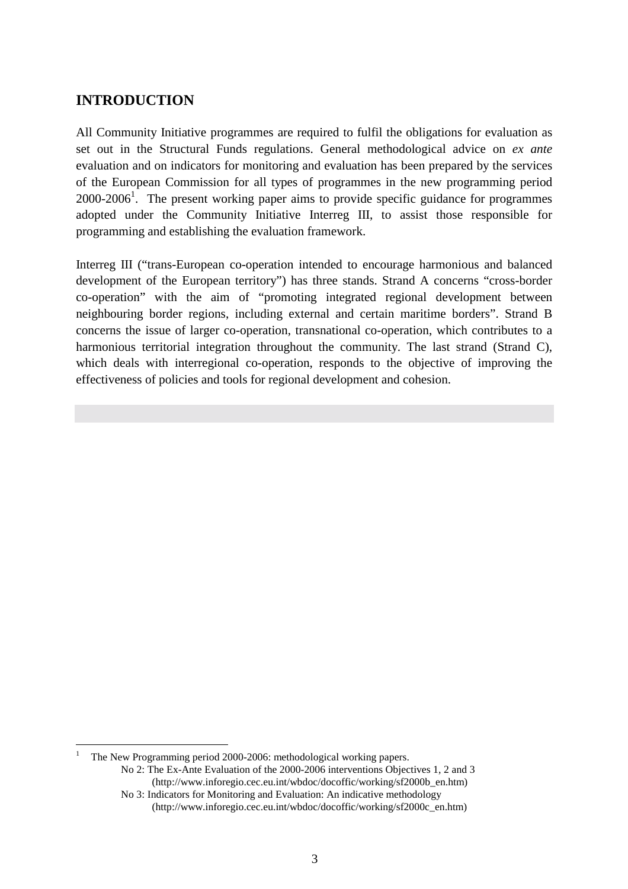# INTRODUCTION

All Community Initiative programmes are required to fulfil the obligations for evaluation as set out in the Structural Funds regulations. General methodological advice on *ex ante* evaluation and on indicators for monitoring and evaluation has been prepared by the services of the European Commission for all types of programmes in the new programming period 2000-2006[1]. The present working paper aims to provide specific guidance for programmes adopted under the Community Initiative Interreg III, to assist those responsible for programming and establishing the evaluation framework.

Interreg III ("trans-European co-operation intended to encourage harmonious and balanced development of the European territory") has three stands. Strand A concerns "cross-border co-operation" with the aim of "promoting integrated regional development between neighbouring border regions, including external and certain maritime borders". Strand B concerns the issue of larger co-operation, transnational co-operation, which contributes to a harmonious territorial integration throughout the community. The last strand (Strand C), which deals with interregional co-operation, responds to the objective of improving the effectiveness of policies and tools for regional development and cohesion.

---

[1] The New Programming period 2000-2006: methodological working papers.
No 2: The Ex-Ante Evaluation of the 2000-2006 interventions Objectives 1, 2 and 3 (http://www.inforegio.cec.eu.int/wbdoc/docoffic/working/sf2000b_en.htm)
No 3: Indicators for Monitoring and Evaluation: An indicative methodology (http://www.inforegio.cec.eu.int/wbdoc/docoffic/working/sf2000c_en.htm)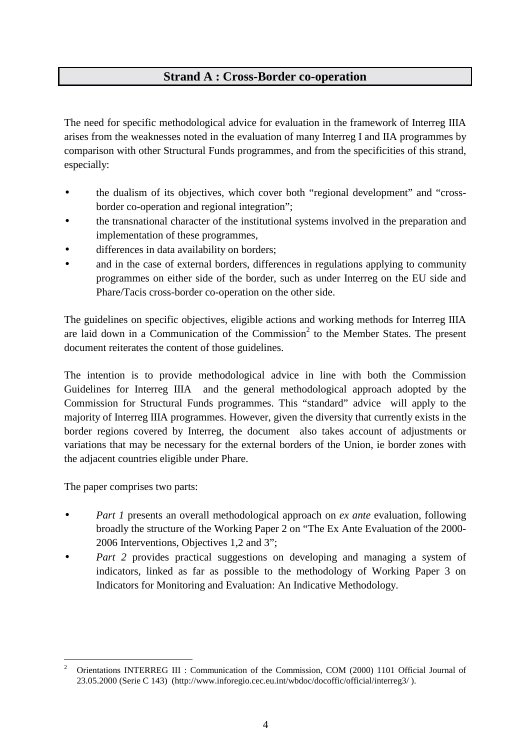## Strand A : Cross-Border co-operation

The need for specific methodological advice for evaluation in the framework of Interreg IIIA arises from the weaknesses noted in the evaluation of many Interreg I and IIA programmes by comparison with other Structural Funds programmes, and from the specificities of this strand, especially:

- the dualism of its objectives, which cover both "regional development" and "cross-border co-operation and regional integration";
- the transnational character of the institutional systems involved in the preparation and implementation of these programmes,
- differences in data availability on borders;
- and in the case of external borders, differences in regulations applying to community programmes on either side of the border, such as under Interreg on the EU side and Phare/Tacis cross-border co-operation on the other side.

The guidelines on specific objectives, eligible actions and working methods for Interreg IIIA are laid down in a Communication of the Commission[2] to the Member States. The present document reiterates the content of those guidelines.

The intention is to provide methodological advice in line with both the Commission Guidelines for Interreg IIIA and the general methodological approach adopted by the Commission for Structural Funds programmes. This "standard" advice will apply to the majority of Interreg IIIA programmes. However, given the diversity that currently exists in the border regions covered by Interreg, the document also takes account of adjustments or variations that may be necessary for the external borders of the Union, ie border zones with the adjacent countries eligible under Phare.

The paper comprises two parts:

- *Part 1* presents an overall methodological approach on *ex ante* evaluation, following broadly the structure of the Working Paper 2 on "The Ex Ante Evaluation of the 2000-2006 Interventions, Objectives 1,2 and 3";
- *Part 2* provides practical suggestions on developing and managing a system of indicators, linked as far as possible to the methodology of Working Paper 3 on Indicators for Monitoring and Evaluation: An Indicative Methodology.

---

[2] Orientations INTERREG III : Communication of the Commission, COM (2000) 1101 Official Journal of 23.05.2000 (Serie C 143) (http://www.inforegio.cec.eu.int/wbdoc/docoffic/official/interreg3/ ).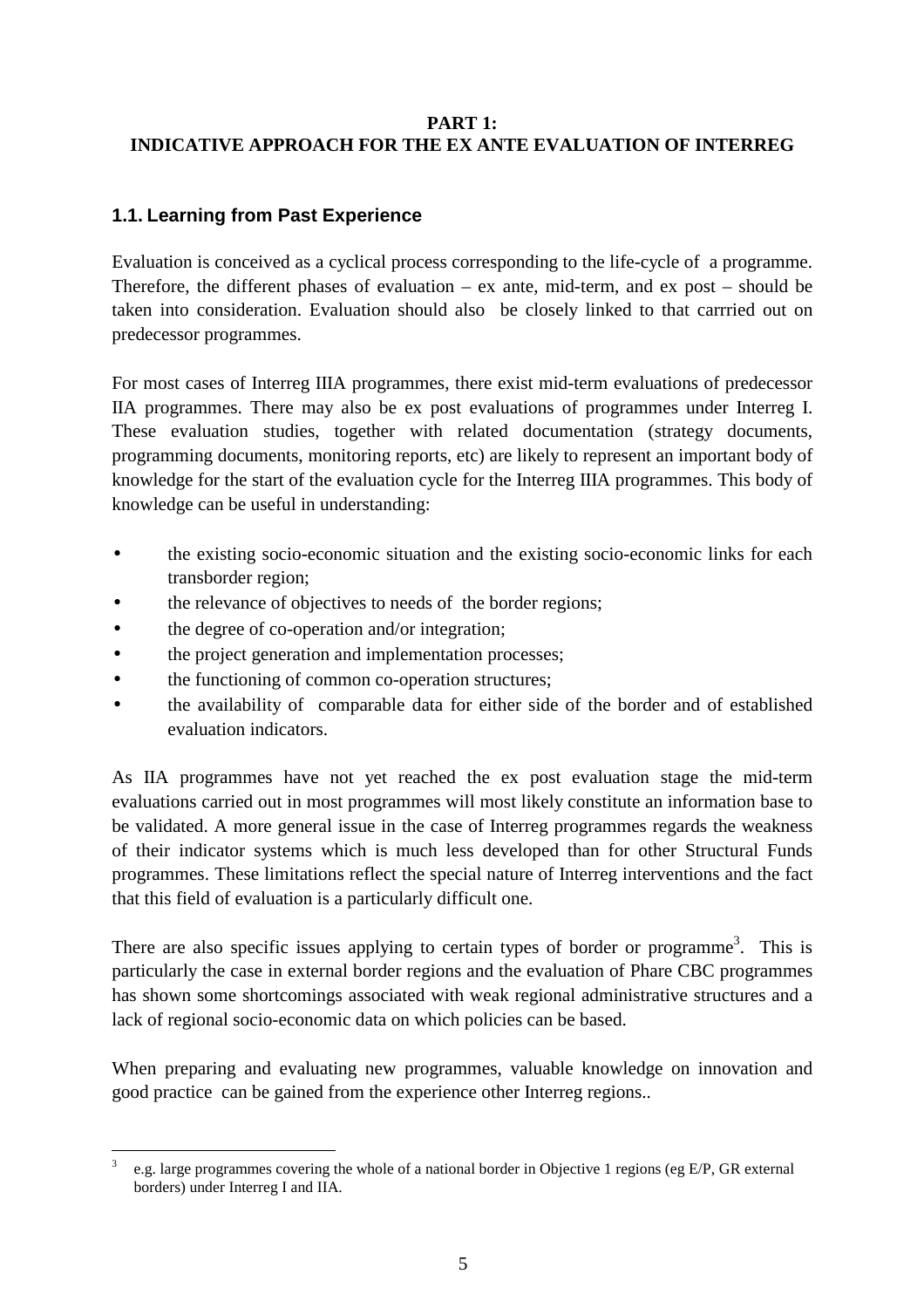# PART 1:
# INDICATIVE APPROACH FOR THE EX ANTE EVALUATION OF INTERREG

## 1.1. Learning from Past Experience

Evaluation is conceived as a cyclical process corresponding to the life-cycle of a programme. Therefore, the different phases of evaluation – ex ante, mid-term, and ex post – should be taken into consideration. Evaluation should also be closely linked to that carrried out on predecessor programmes.

For most cases of Interreg IIIA programmes, there exist mid-term evaluations of predecessor IIA programmes. There may also be ex post evaluations of programmes under Interreg I. These evaluation studies, together with related documentation (strategy documents, programming documents, monitoring reports, etc) are likely to represent an important body of knowledge for the start of the evaluation cycle for the Interreg IIIA programmes. This body of knowledge can be useful in understanding:

- the existing socio-economic situation and the existing socio-economic links for each transborder region;
- the relevance of objectives to needs of the border regions;
- the degree of co-operation and/or integration;
- the project generation and implementation processes;
- the functioning of common co-operation structures;
- the availability of comparable data for either side of the border and of established evaluation indicators.

As IIA programmes have not yet reached the ex post evaluation stage the mid-term evaluations carried out in most programmes will most likely constitute an information base to be validated. A more general issue in the case of Interreg programmes regards the weakness of their indicator systems which is much less developed than for other Structural Funds programmes. These limitations reflect the special nature of Interreg interventions and the fact that this field of evaluation is a particularly difficult one.

There are also specific issues applying to certain types of border or programme[3]. This is particularly the case in external border regions and the evaluation of Phare CBC programmes has shown some shortcomings associated with weak regional administrative structures and a lack of regional socio-economic data on which policies can be based.

When preparing and evaluating new programmes, valuable knowledge on innovation and good practice can be gained from the experience other Interreg regions..

---

[3] e.g. large programmes covering the whole of a national border in Objective 1 regions (eg E/P, GR external borders) under Interreg I and IIA.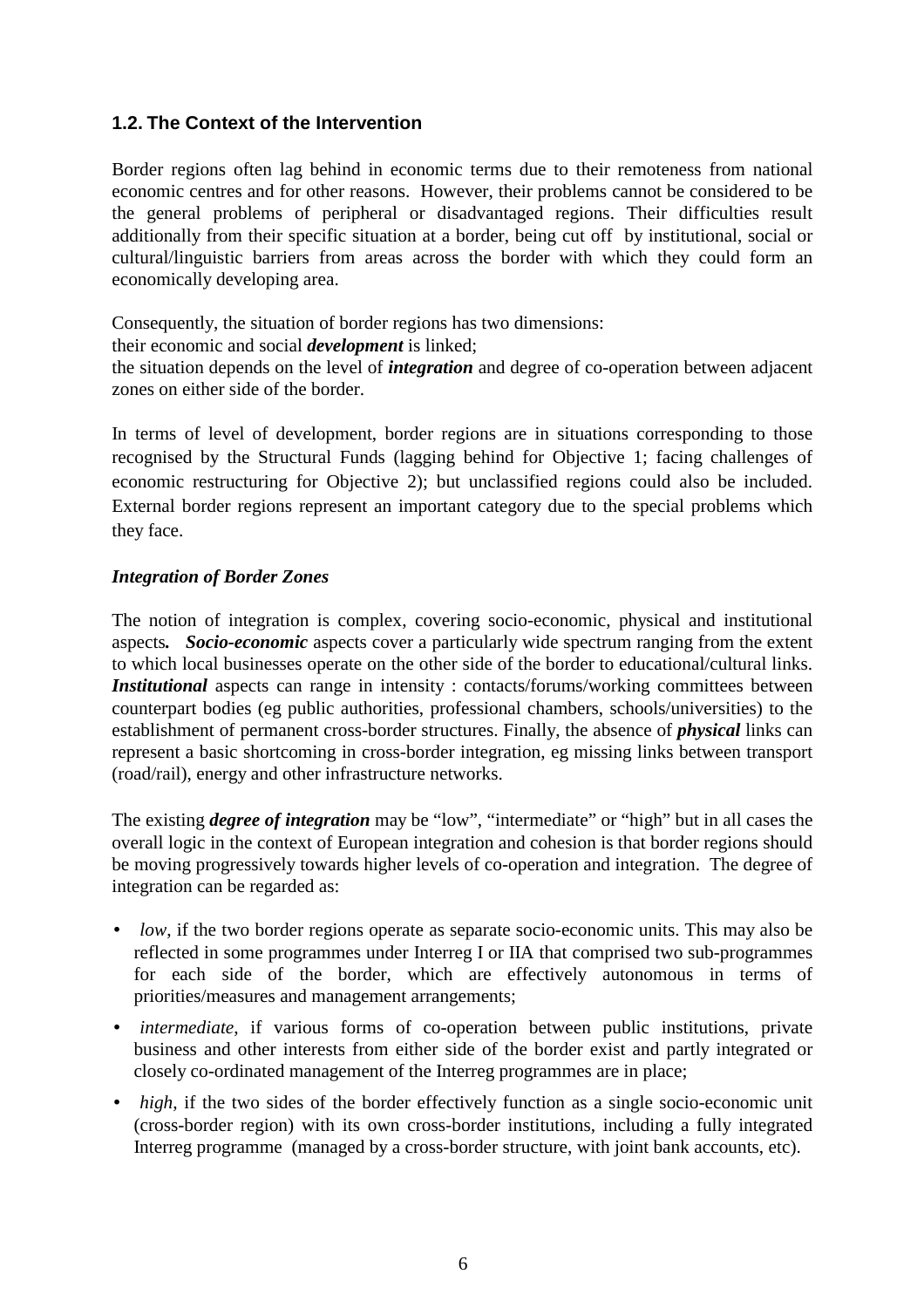### 1.2. The Context of the Intervention

Border regions often lag behind in economic terms due to their remoteness from national economic centres and for other reasons. However, their problems cannot be considered to be the general problems of peripheral or disadvantaged regions. Their difficulties result additionally from their specific situation at a border, being cut off by institutional, social or cultural/linguistic barriers from areas across the border with which they could form an economically developing area.

Consequently, the situation of border regions has two dimensions:

their economic and social ***development*** is linked;

the situation depends on the level of ***integration*** and degree of co-operation between adjacent zones on either side of the border.

In terms of level of development, border regions are in situations corresponding to those recognised by the Structural Funds (lagging behind for Objective 1; facing challenges of economic restructuring for Objective 2); but unclassified regions could also be included. External border regions represent an important category due to the special problems which they face.

***Integration of Border Zones***

The notion of integration is complex, covering socio-economic, physical and institutional aspects***.*** ***Socio-economic*** aspects cover a particularly wide spectrum ranging from the extent to which local businesses operate on the other side of the border to educational/cultural links. ***Institutional*** aspects can range in intensity : contacts/forums/working committees between counterpart bodies (eg public authorities, professional chambers, schools/universities) to the establishment of permanent cross-border structures. Finally, the absence of ***physical*** links can represent a basic shortcoming in cross-border integration, eg missing links between transport (road/rail), energy and other infrastructure networks.

The existing ***degree of integration*** may be "low", "intermediate" or "high" but in all cases the overall logic in the context of European integration and cohesion is that border regions should be moving progressively towards higher levels of co-operation and integration. The degree of integration can be regarded as:

- *low*, if the two border regions operate as separate socio-economic units. This may also be reflected in some programmes under Interreg I or IIA that comprised two sub-programmes for each side of the border, which are effectively autonomous in terms of priorities/measures and management arrangements;
- *intermediate*, if various forms of co-operation between public institutions, private business and other interests from either side of the border exist and partly integrated or closely co-ordinated management of the Interreg programmes are in place;
- *high*, if the two sides of the border effectively function as a single socio-economic unit (cross-border region) with its own cross-border institutions, including a fully integrated Interreg programme (managed by a cross-border structure, with joint bank accounts, etc).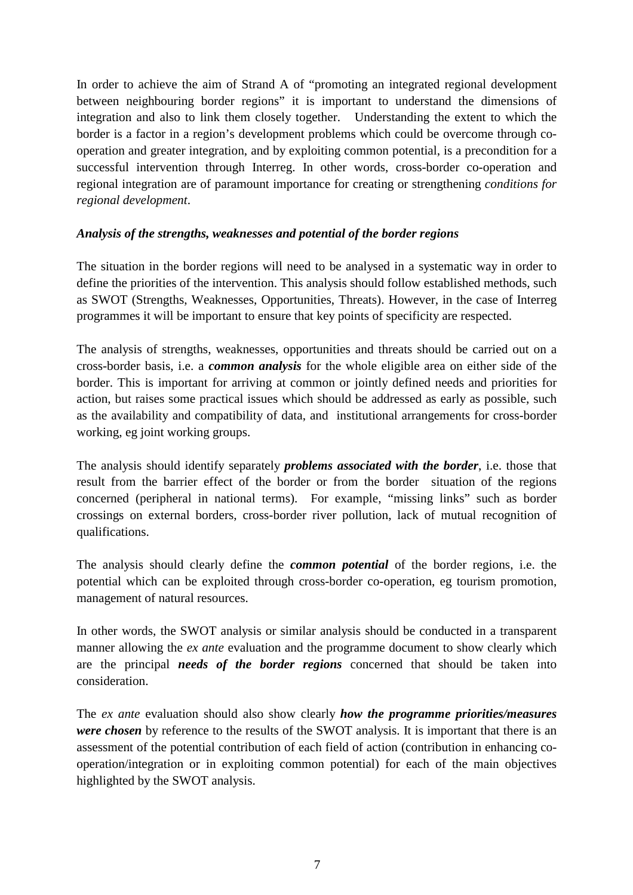In order to achieve the aim of Strand A of "promoting an integrated regional development between neighbouring border regions" it is important to understand the dimensions of integration and also to link them closely together. Understanding the extent to which the border is a factor in a region's development problems which could be overcome through co-operation and greater integration, and by exploiting common potential, is a precondition for a successful intervention through Interreg. In other words, cross-border co-operation and regional integration are of paramount importance for creating or strengthening *conditions for regional development*.

***Analysis of the strengths, weaknesses and potential of the border regions***

The situation in the border regions will need to be analysed in a systematic way in order to define the priorities of the intervention. This analysis should follow established methods, such as SWOT (Strengths, Weaknesses, Opportunities, Threats). However, in the case of Interreg programmes it will be important to ensure that key points of specificity are respected.

The analysis of strengths, weaknesses, opportunities and threats should be carried out on a cross-border basis, i.e. a ***common analysis*** for the whole eligible area on either side of the border. This is important for arriving at common or jointly defined needs and priorities for action, but raises some practical issues which should be addressed as early as possible, such as the availability and compatibility of data, and institutional arrangements for cross-border working, eg joint working groups.

The analysis should identify separately ***problems associated with the border***, i.e. those that result from the barrier effect of the border or from the border situation of the regions concerned (peripheral in national terms). For example, "missing links" such as border crossings on external borders, cross-border river pollution, lack of mutual recognition of qualifications.

The analysis should clearly define the ***common potential*** of the border regions, i.e. the potential which can be exploited through cross-border co-operation, eg tourism promotion, management of natural resources.

In other words, the SWOT analysis or similar analysis should be conducted in a transparent manner allowing the *ex ante* evaluation and the programme document to show clearly which are the principal ***needs of the border regions*** concerned that should be taken into consideration.

The *ex ante* evaluation should also show clearly ***how the programme priorities/measures were chosen*** by reference to the results of the SWOT analysis. It is important that there is an assessment of the potential contribution of each field of action (contribution in enhancing co-operation/integration or in exploiting common potential) for each of the main objectives highlighted by the SWOT analysis.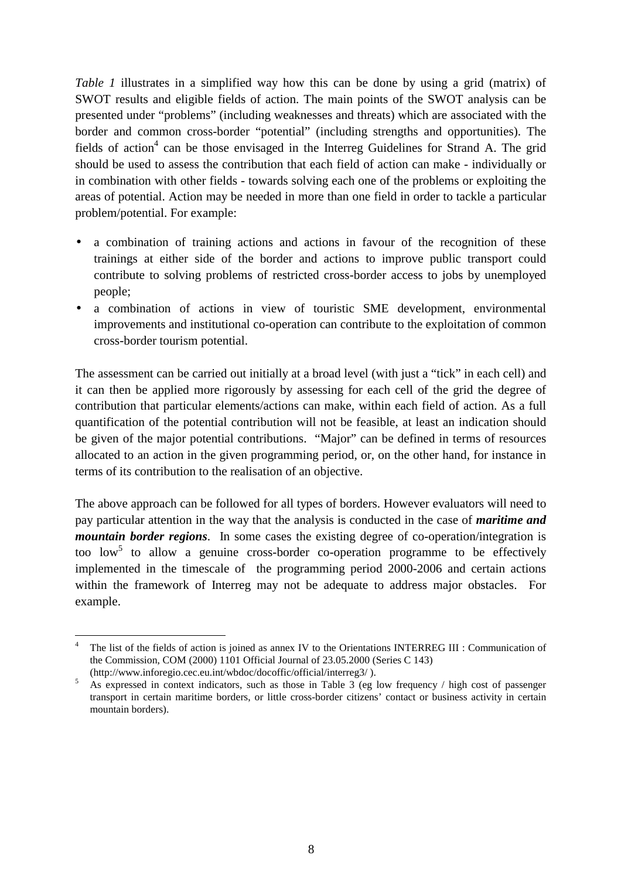*Table 1* illustrates in a simplified way how this can be done by using a grid (matrix) of SWOT results and eligible fields of action. The main points of the SWOT analysis can be presented under "problems" (including weaknesses and threats) which are associated with the border and common cross-border "potential" (including strengths and opportunities). The fields of action[4] can be those envisaged in the Interreg Guidelines for Strand A. The grid should be used to assess the contribution that each field of action can make - individually or in combination with other fields - towards solving each one of the problems or exploiting the areas of potential. Action may be needed in more than one field in order to tackle a particular problem/potential. For example:

- a combination of training actions and actions in favour of the recognition of these trainings at either side of the border and actions to improve public transport could contribute to solving problems of restricted cross-border access to jobs by unemployed people;
- a combination of actions in view of touristic SME development, environmental improvements and institutional co-operation can contribute to the exploitation of common cross-border tourism potential.

The assessment can be carried out initially at a broad level (with just a "tick" in each cell) and it can then be applied more rigorously by assessing for each cell of the grid the degree of contribution that particular elements/actions can make, within each field of action. As a full quantification of the potential contribution will not be feasible, at least an indication should be given of the major potential contributions. "Major" can be defined in terms of resources allocated to an action in the given programming period, or, on the other hand, for instance in terms of its contribution to the realisation of an objective.

The above approach can be followed for all types of borders. However evaluators will need to pay particular attention in the way that the analysis is conducted in the case of ***maritime and mountain border regions***. In some cases the existing degree of co-operation/integration is too low[5] to allow a genuine cross-border co-operation programme to be effectively implemented in the timescale of the programming period 2000-2006 and certain actions within the framework of Interreg may not be adequate to address major obstacles. For example.

---

[4] The list of the fields of action is joined as annex IV to the Orientations INTERREG III : Communication of the Commission, COM (2000) 1101 Official Journal of 23.05.2000 (Series C 143) (http://www.inforegio.cec.eu.int/wbdoc/docoffic/official/interreg3/ ).

[5] As expressed in context indicators, such as those in Table 3 (eg low frequency / high cost of passenger transport in certain maritime borders, or little cross-border citizens' contact or business activity in certain mountain borders).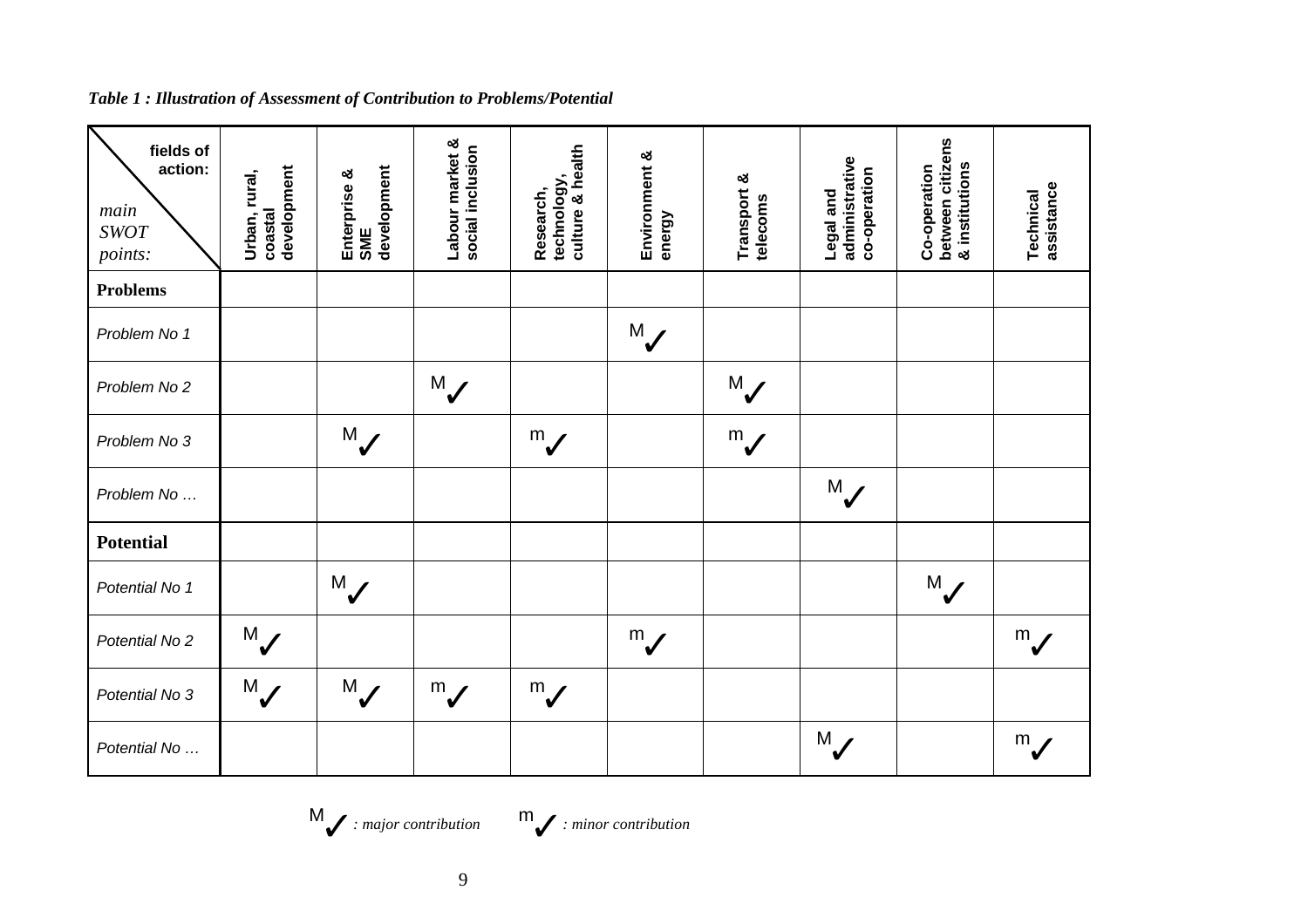*Table 1 : Illustration of Assessment of Contribution to Problems/Potential*

| fields of action: / *main SWOT points:* | Urban, rural, coastal development | Enterprise & SME development | Labour market & social inclusion | Research, technology, culture & health | Environment & energy | Transport & telecoms | Legal and administrative co-operation | Co-operation between citizens & institutions | Technical assistance |
|---|---|---|---|---|---|---|---|---|---|
| **Problems** | | | | | | | | | |
| *Problem No 1* | | | | | M✓ | | | | |
| *Problem No 2* | | | M✓ | | | M✓ | | | |
| *Problem No 3* | | M✓ | | m✓ | | m✓ | | | |
| *Problem No …* | | | | | | | M✓ | | |
| **Potential** | | | | | | | | | |
| *Potential No 1* | | M✓ | | | | | | M✓ | |
| *Potential No 2* | M✓ | | | | m✓ | | | | m✓ |
| *Potential No 3* | M✓ | M✓ | m✓ | m✓ | | | | | |
| *Potential No …* | | | | | | | M✓ | | m✓ |

M✓ *: major contribution* m✓ *: minor contribution*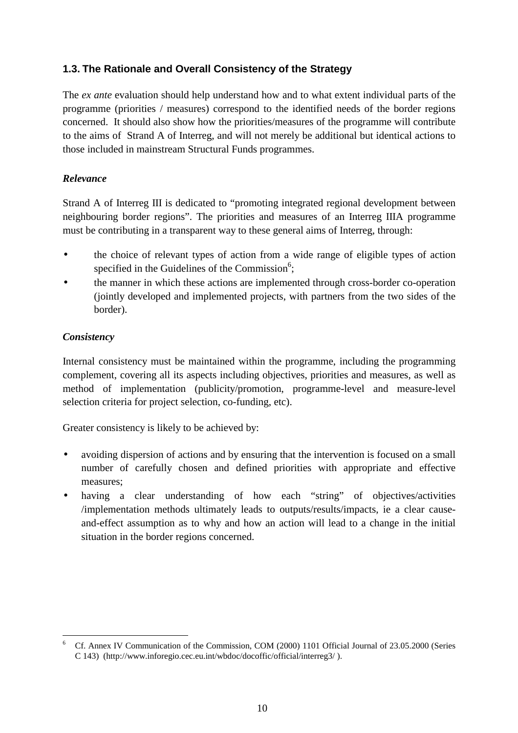### 1.3. The Rationale and Overall Consistency of the Strategy

The *ex ante* evaluation should help understand how and to what extent individual parts of the programme (priorities / measures) correspond to the identified needs of the border regions concerned. It should also show how the priorities/measures of the programme will contribute to the aims of Strand A of Interreg, and will not merely be additional but identical actions to those included in mainstream Structural Funds programmes.

***Relevance***

Strand A of Interreg III is dedicated to "promoting integrated regional development between neighbouring border regions". The priorities and measures of an Interreg IIIA programme must be contributing in a transparent way to these general aims of Interreg, through:

- the choice of relevant types of action from a wide range of eligible types of action specified in the Guidelines of the Commission[6];
- the manner in which these actions are implemented through cross-border co-operation (jointly developed and implemented projects, with partners from the two sides of the border).

***Consistency***

Internal consistency must be maintained within the programme, including the programming complement, covering all its aspects including objectives, priorities and measures, as well as method of implementation (publicity/promotion, programme-level and measure-level selection criteria for project selection, co-funding, etc).

Greater consistency is likely to be achieved by:

- avoiding dispersion of actions and by ensuring that the intervention is focused on a small number of carefully chosen and defined priorities with appropriate and effective measures;
- having a clear understanding of how each "string" of objectives/activities /implementation methods ultimately leads to outputs/results/impacts, ie a clear cause-and-effect assumption as to why and how an action will lead to a change in the initial situation in the border regions concerned.

---

[6] Cf. Annex IV Communication of the Commission, COM (2000) 1101 Official Journal of 23.05.2000 (Series C 143) (http://www.inforegio.cec.eu.int/wbdoc/docoffic/official/interreg3/ ).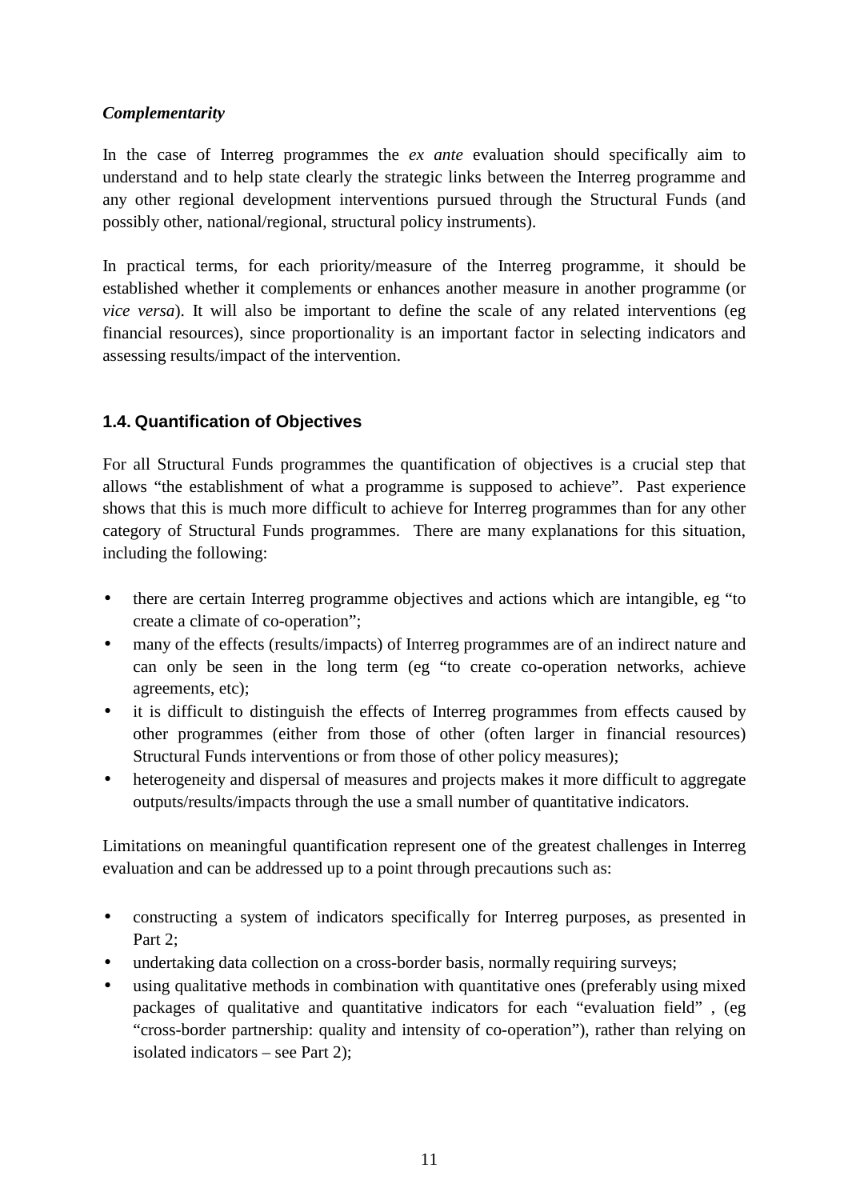***Complementarity***

In the case of Interreg programmes the *ex ante* evaluation should specifically aim to understand and to help state clearly the strategic links between the Interreg programme and any other regional development interventions pursued through the Structural Funds (and possibly other, national/regional, structural policy instruments).

In practical terms, for each priority/measure of the Interreg programme, it should be established whether it complements or enhances another measure in another programme (or *vice versa*). It will also be important to define the scale of any related interventions (eg financial resources), since proportionality is an important factor in selecting indicators and assessing results/impact of the intervention.

### 1.4. Quantification of Objectives

For all Structural Funds programmes the quantification of objectives is a crucial step that allows "the establishment of what a programme is supposed to achieve". Past experience shows that this is much more difficult to achieve for Interreg programmes than for any other category of Structural Funds programmes. There are many explanations for this situation, including the following:

- there are certain Interreg programme objectives and actions which are intangible, eg "to create a climate of co-operation";
- many of the effects (results/impacts) of Interreg programmes are of an indirect nature and can only be seen in the long term (eg "to create co-operation networks, achieve agreements, etc);
- it is difficult to distinguish the effects of Interreg programmes from effects caused by other programmes (either from those of other (often larger in financial resources) Structural Funds interventions or from those of other policy measures);
- heterogeneity and dispersal of measures and projects makes it more difficult to aggregate outputs/results/impacts through the use a small number of quantitative indicators.

Limitations on meaningful quantification represent one of the greatest challenges in Interreg evaluation and can be addressed up to a point through precautions such as:

- constructing a system of indicators specifically for Interreg purposes, as presented in Part 2;
- undertaking data collection on a cross-border basis, normally requiring surveys;
- using qualitative methods in combination with quantitative ones (preferably using mixed packages of qualitative and quantitative indicators for each "evaluation field" , (eg "cross-border partnership: quality and intensity of co-operation"), rather than relying on isolated indicators – see Part 2);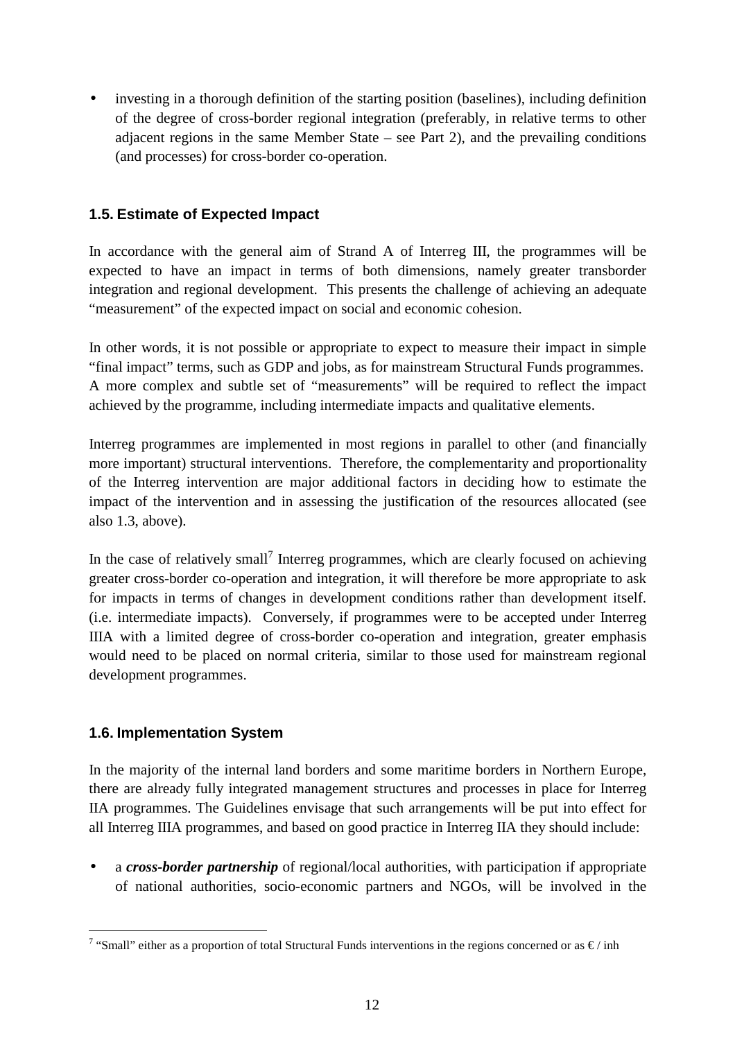- investing in a thorough definition of the starting position (baselines), including definition of the degree of cross-border regional integration (preferably, in relative terms to other adjacent regions in the same Member State – see Part 2), and the prevailing conditions (and processes) for cross-border co-operation.

### 1.5. Estimate of Expected Impact

In accordance with the general aim of Strand A of Interreg III, the programmes will be expected to have an impact in terms of both dimensions, namely greater transborder integration and regional development. This presents the challenge of achieving an adequate "measurement" of the expected impact on social and economic cohesion.

In other words, it is not possible or appropriate to expect to measure their impact in simple "final impact" terms, such as GDP and jobs, as for mainstream Structural Funds programmes. A more complex and subtle set of "measurements" will be required to reflect the impact achieved by the programme, including intermediate impacts and qualitative elements.

Interreg programmes are implemented in most regions in parallel to other (and financially more important) structural interventions. Therefore, the complementarity and proportionality of the Interreg intervention are major additional factors in deciding how to estimate the impact of the intervention and in assessing the justification of the resources allocated (see also 1.3, above).

In the case of relatively small[7] Interreg programmes, which are clearly focused on achieving greater cross-border co-operation and integration, it will therefore be more appropriate to ask for impacts in terms of changes in development conditions rather than development itself. (i.e. intermediate impacts). Conversely, if programmes were to be accepted under Interreg IIIA with a limited degree of cross-border co-operation and integration, greater emphasis would need to be placed on normal criteria, similar to those used for mainstream regional development programmes.

### 1.6. Implementation System

In the majority of the internal land borders and some maritime borders in Northern Europe, there are already fully integrated management structures and processes in place for Interreg IIA programmes. The Guidelines envisage that such arrangements will be put into effect for all Interreg IIIA programmes, and based on good practice in Interreg IIA they should include:

- a ***cross-border partnership*** of regional/local authorities, with participation if appropriate of national authorities, socio-economic partners and NGOs, will be involved in the

[7] "Small" either as a proportion of total Structural Funds interventions in the regions concerned or as € / inh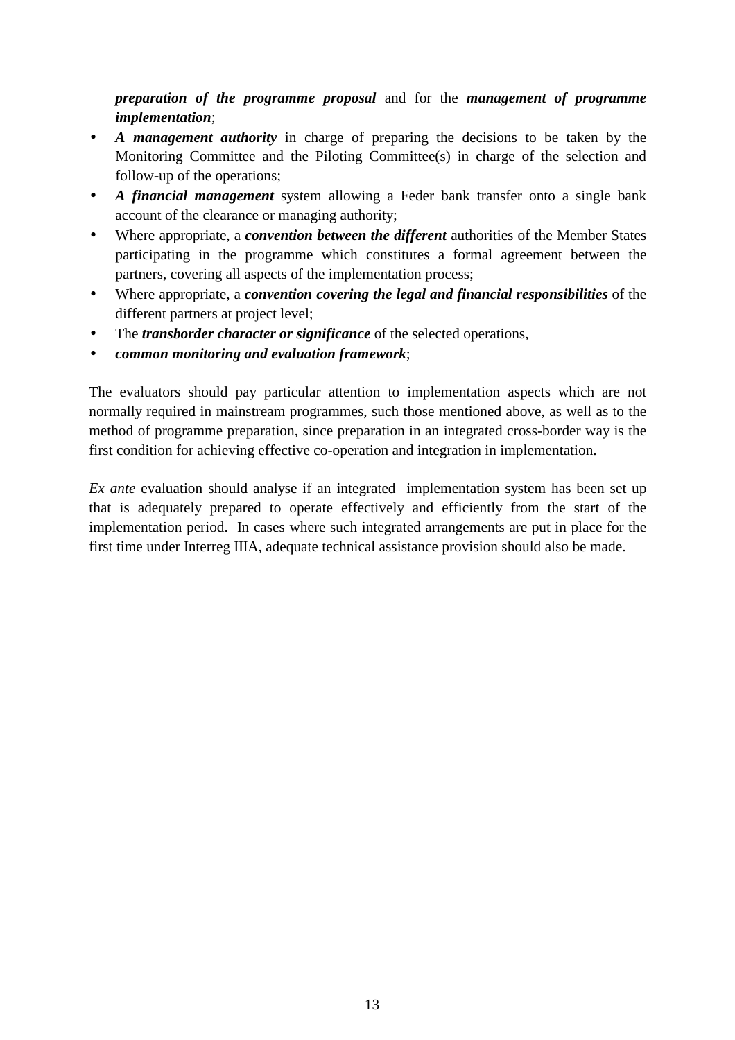***preparation of the programme proposal*** and for the ***management of programme implementation***;

- ***A management authority*** in charge of preparing the decisions to be taken by the Monitoring Committee and the Piloting Committee(s) in charge of the selection and follow-up of the operations;
- ***A financial management*** system allowing a Feder bank transfer onto a single bank account of the clearance or managing authority;
- Where appropriate, a ***convention between the different*** authorities of the Member States participating in the programme which constitutes a formal agreement between the partners, covering all aspects of the implementation process;
- Where appropriate, a ***convention covering the legal and financial responsibilities*** of the different partners at project level;
- The ***transborder character or significance*** of the selected operations,
- ***common monitoring and evaluation framework***;

The evaluators should pay particular attention to implementation aspects which are not normally required in mainstream programmes, such those mentioned above, as well as to the method of programme preparation, since preparation in an integrated cross-border way is the first condition for achieving effective co-operation and integration in implementation.

*Ex ante* evaluation should analyse if an integrated implementation system has been set up that is adequately prepared to operate effectively and efficiently from the start of the implementation period. In cases where such integrated arrangements are put in place for the first time under Interreg IIIA, adequate technical assistance provision should also be made.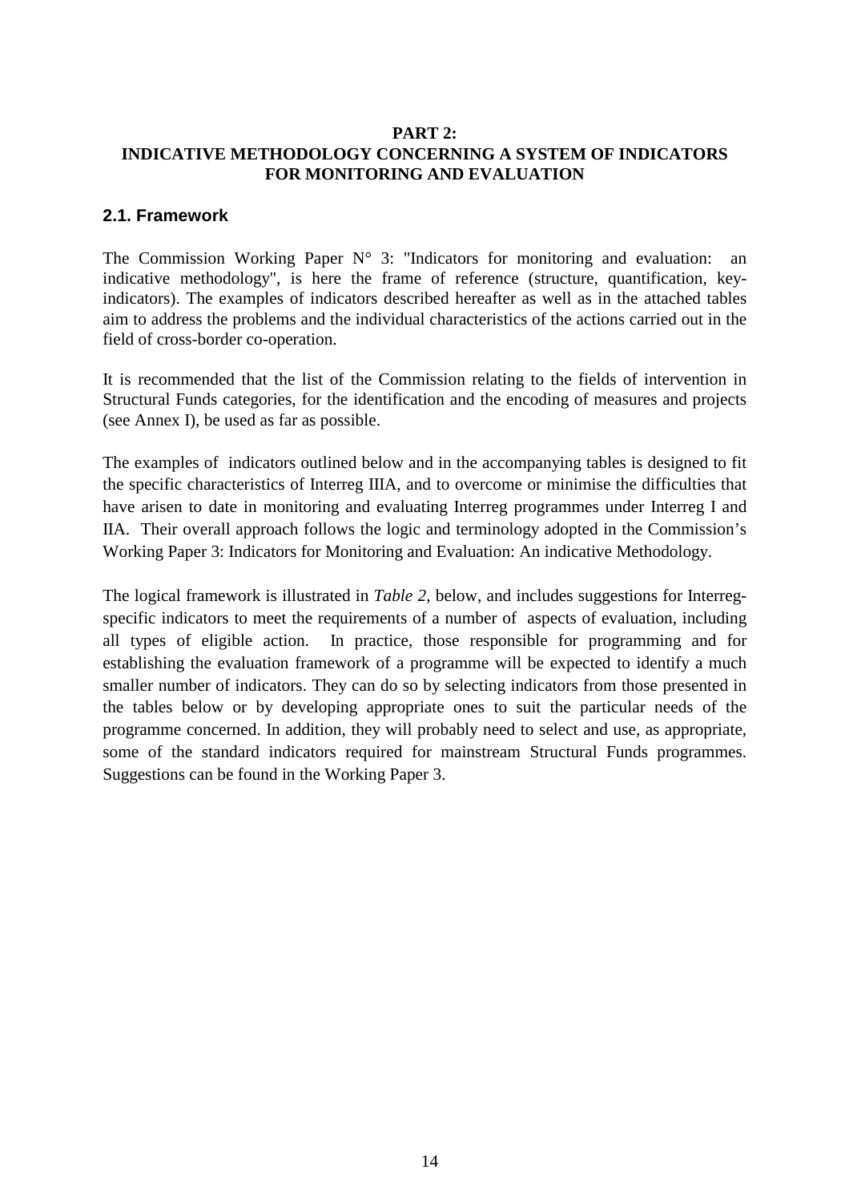# PART 2:
# INDICATIVE METHODOLOGY CONCERNING A SYSTEM OF INDICATORS FOR MONITORING AND EVALUATION

## 2.1. Framework

The Commission Working Paper N° 3: "Indicators for monitoring and evaluation: an indicative methodology", is here the frame of reference (structure, quantification, key-indicators). The examples of indicators described hereafter as well as in the attached tables aim to address the problems and the individual characteristics of the actions carried out in the field of cross-border co-operation.

It is recommended that the list of the Commission relating to the fields of intervention in Structural Funds categories, for the identification and the encoding of measures and projects (see Annex I), be used as far as possible.

The examples of indicators outlined below and in the accompanying tables is designed to fit the specific characteristics of Interreg IIIA, and to overcome or minimise the difficulties that have arisen to date in monitoring and evaluating Interreg programmes under Interreg I and IIA. Their overall approach follows the logic and terminology adopted in the Commission's Working Paper 3: Indicators for Monitoring and Evaluation: An indicative Methodology.

The logical framework is illustrated in *Table 2*, below, and includes suggestions for Interreg-specific indicators to meet the requirements of a number of aspects of evaluation, including all types of eligible action. In practice, those responsible for programming and for establishing the evaluation framework of a programme will be expected to identify a much smaller number of indicators. They can do so by selecting indicators from those presented in the tables below or by developing appropriate ones to suit the particular needs of the programme concerned. In addition, they will probably need to select and use, as appropriate, some of the standard indicators required for mainstream Structural Funds programmes. Suggestions can be found in the Working Paper 3.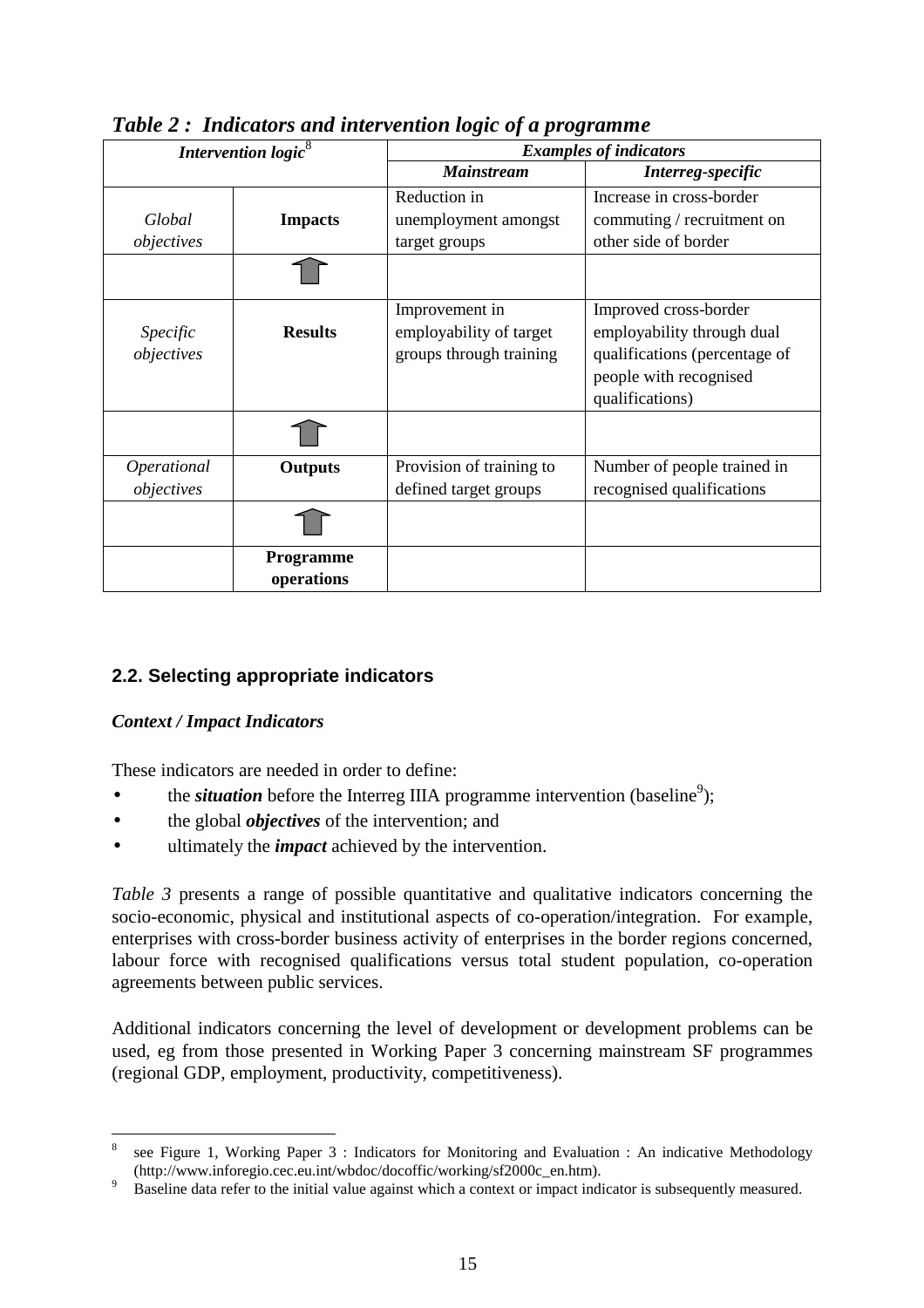*Table 2 : Indicators and intervention logic of a programme*

| *Intervention logic*[8] | | *Examples of indicators* | |
|---|---|---|---|
| | | ***Mainstream*** | ***Interreg-specific*** |
| *Global objectives* | **Impacts** | Reduction in unemployment amongst target groups | Increase in cross-border commuting / recruitment on other side of border |
| | ↑ | | |
| *Specific objectives* | **Results** | Improvement in employability of target groups through training | Improved cross-border employability through dual qualifications (percentage of people with recognised qualifications) |
| | ↑ | | |
| *Operational objectives* | **Outputs** | Provision of training to defined target groups | Number of people trained in recognised qualifications |
| | ↑ | | |
| | **Programme operations** | | |

## 2.2. Selecting appropriate indicators

***Context / Impact Indicators***

These indicators are needed in order to define:

- the ***situation*** before the Interreg IIIA programme intervention (baseline[9]);
- the global ***objectives*** of the intervention; and
- ultimately the ***impact*** achieved by the intervention.

*Table 3* presents a range of possible quantitative and qualitative indicators concerning the socio-economic, physical and institutional aspects of co-operation/integration. For example, enterprises with cross-border business activity of enterprises in the border regions concerned, labour force with recognised qualifications versus total student population, co-operation agreements between public services.

Additional indicators concerning the level of development or development problems can be used, eg from those presented in Working Paper 3 concerning mainstream SF programmes (regional GDP, employment, productivity, competitiveness).

---

[8] see Figure 1, Working Paper 3 : Indicators for Monitoring and Evaluation : An indicative Methodology (http://www.inforegio.cec.eu.int/wbdoc/docoffic/working/sf2000c_en.htm).

[9] Baseline data refer to the initial value against which a context or impact indicator is subsequently measured.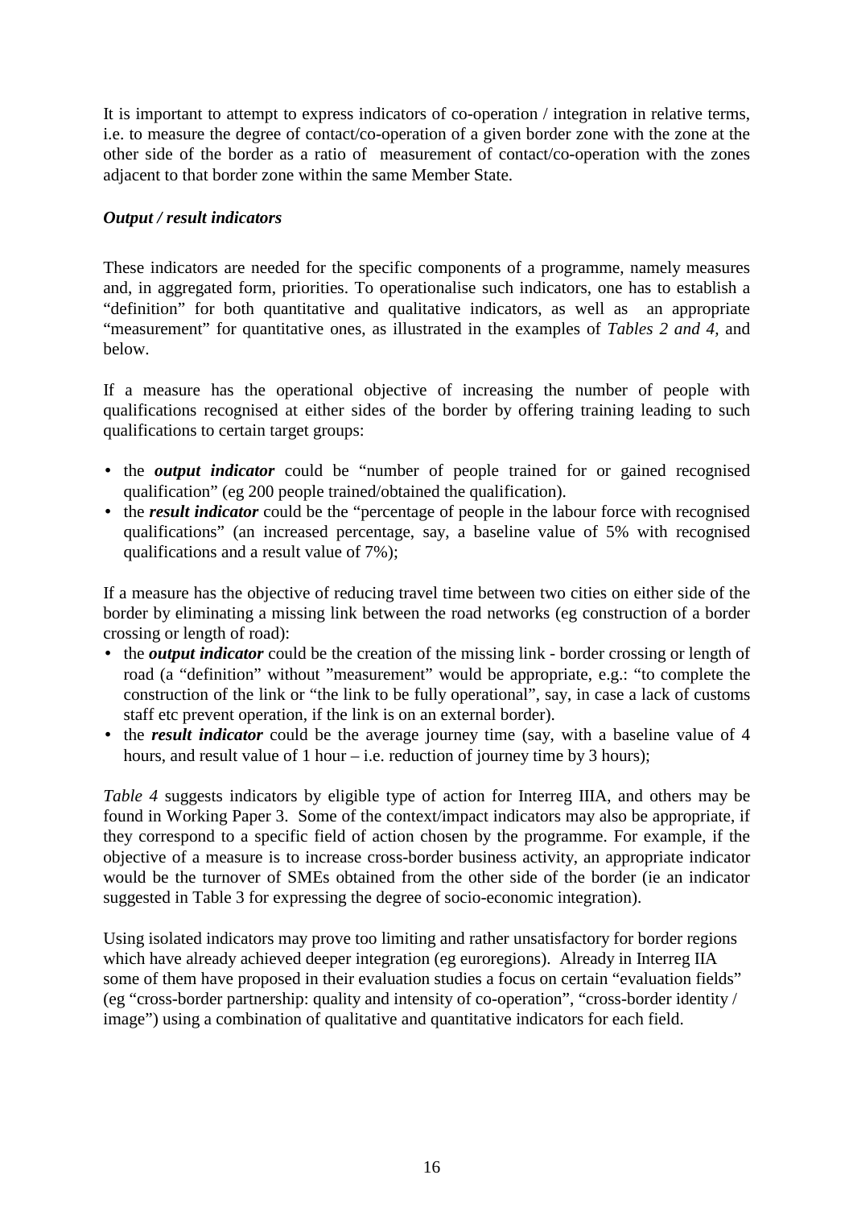It is important to attempt to express indicators of co-operation / integration in relative terms, i.e. to measure the degree of contact/co-operation of a given border zone with the zone at the other side of the border as a ratio of measurement of contact/co-operation with the zones adjacent to that border zone within the same Member State.

***Output / result indicators***

These indicators are needed for the specific components of a programme, namely measures and, in aggregated form, priorities. To operationalise such indicators, one has to establish a "definition" for both quantitative and qualitative indicators, as well as an appropriate "measurement" for quantitative ones, as illustrated in the examples of *Tables 2 and 4,* and below.

If a measure has the operational objective of increasing the number of people with qualifications recognised at either sides of the border by offering training leading to such qualifications to certain target groups:

- the ***output indicator*** could be "number of people trained for or gained recognised qualification" (eg 200 people trained/obtained the qualification).
- the ***result indicator*** could be the "percentage of people in the labour force with recognised qualifications" (an increased percentage, say, a baseline value of 5% with recognised qualifications and a result value of 7%);

If a measure has the objective of reducing travel time between two cities on either side of the border by eliminating a missing link between the road networks (eg construction of a border crossing or length of road):

- the ***output indicator*** could be the creation of the missing link - border crossing or length of road (a "definition" without "measurement" would be appropriate, e.g.: "to complete the construction of the link or "the link to be fully operational", say, in case a lack of customs staff etc prevent operation, if the link is on an external border).
- the ***result indicator*** could be the average journey time (say, with a baseline value of 4 hours, and result value of 1 hour – i.e. reduction of journey time by 3 hours);

*Table 4* suggests indicators by eligible type of action for Interreg IIIA, and others may be found in Working Paper 3. Some of the context/impact indicators may also be appropriate, if they correspond to a specific field of action chosen by the programme. For example, if the objective of a measure is to increase cross-border business activity, an appropriate indicator would be the turnover of SMEs obtained from the other side of the border (ie an indicator suggested in Table 3 for expressing the degree of socio-economic integration).

Using isolated indicators may prove too limiting and rather unsatisfactory for border regions which have already achieved deeper integration (eg euroregions). Already in Interreg IIA some of them have proposed in their evaluation studies a focus on certain "evaluation fields" (eg "cross-border partnership: quality and intensity of co-operation", "cross-border identity / image") using a combination of qualitative and quantitative indicators for each field.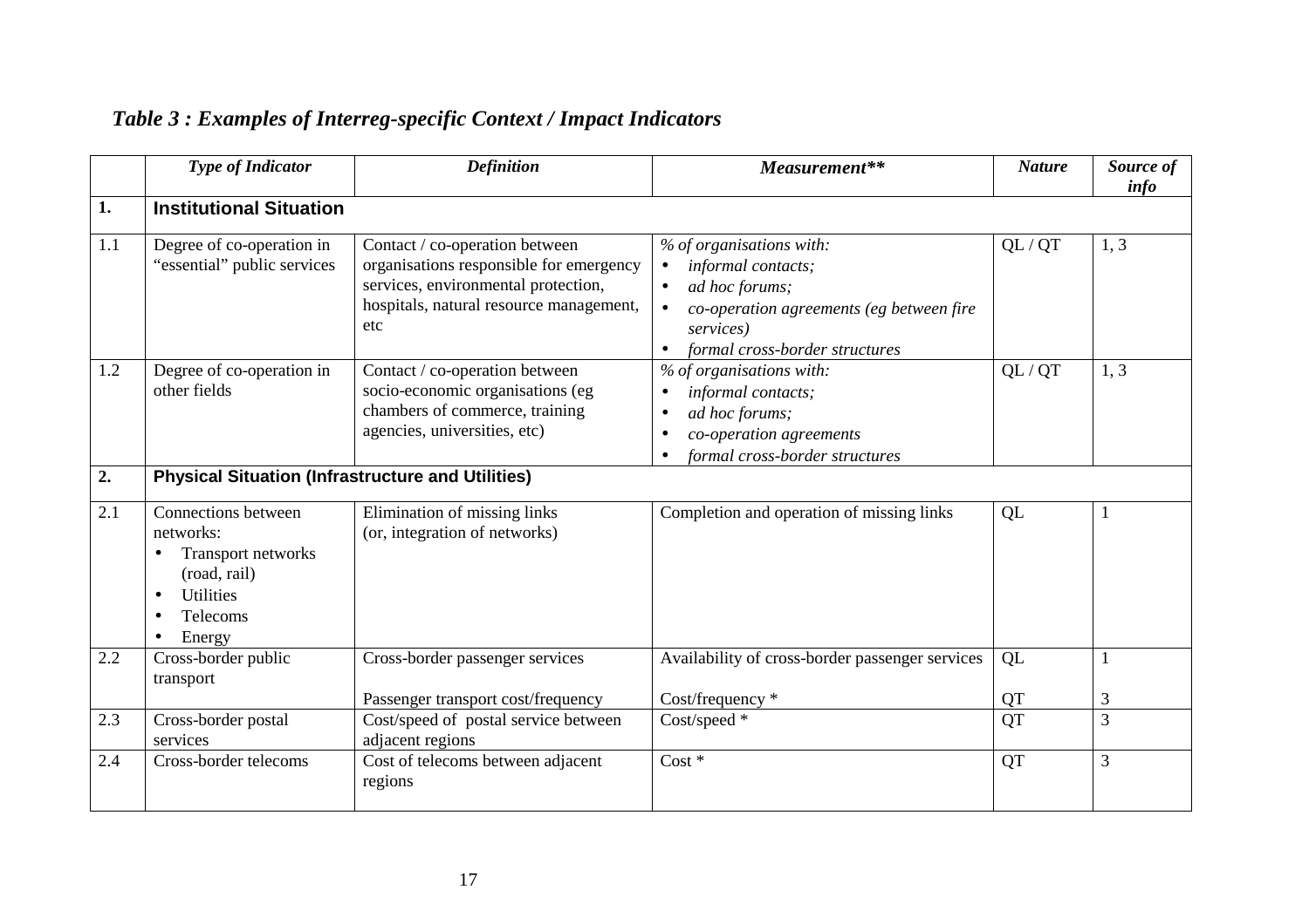## *Table 3 : Examples of Interreg-specific Context / Impact Indicators*

| | *Type of Indicator* | *Definition* | *Measurement*** | *Nature* | *Source of info* |
|---|---|---|---|---|---|
| **1.** | **Institutional Situation** | | | | |
| 1.1 | Degree of co-operation in "essential" public services | Contact / co-operation between organisations responsible for emergency services, environmental protection, hospitals, natural resource management, etc | *% of organisations with:* <br>• *informal contacts;* <br>• *ad hoc forums;* <br>• *co-operation agreements (eg between fire services)* <br>• *formal cross-border structures* | QL / QT | 1, 3 |
| 1.2 | Degree of co-operation in other fields | Contact / co-operation between socio-economic organisations (eg chambers of commerce, training agencies, universities, etc) | *% of organisations with:* <br>• *informal contacts;* <br>• *ad hoc forums;* <br>• *co-operation agreements* <br>• *formal cross-border structures* | QL / QT | 1, 3 |
| **2.** | **Physical Situation (Infrastructure and Utilities)** | | | | |
| 2.1 | Connections between networks: <br>• Transport networks (road, rail) <br>• Utilities <br>• Telecoms <br>• Energy | Elimination of missing links (or, integration of networks) | Completion and operation of missing links | QL | 1 |
| 2.2 | Cross-border public transport | Cross-border passenger services <br><br>Passenger transport cost/frequency | Availability of cross-border passenger services <br><br>Cost/frequency * | QL <br><br>QT | 1 <br><br>3 |
| 2.3 | Cross-border postal services | Cost/speed of postal service between adjacent regions | Cost/speed * | QT | 3 |
| 2.4 | Cross-border telecoms | Cost of telecoms between adjacent regions | Cost * | QT | 3 |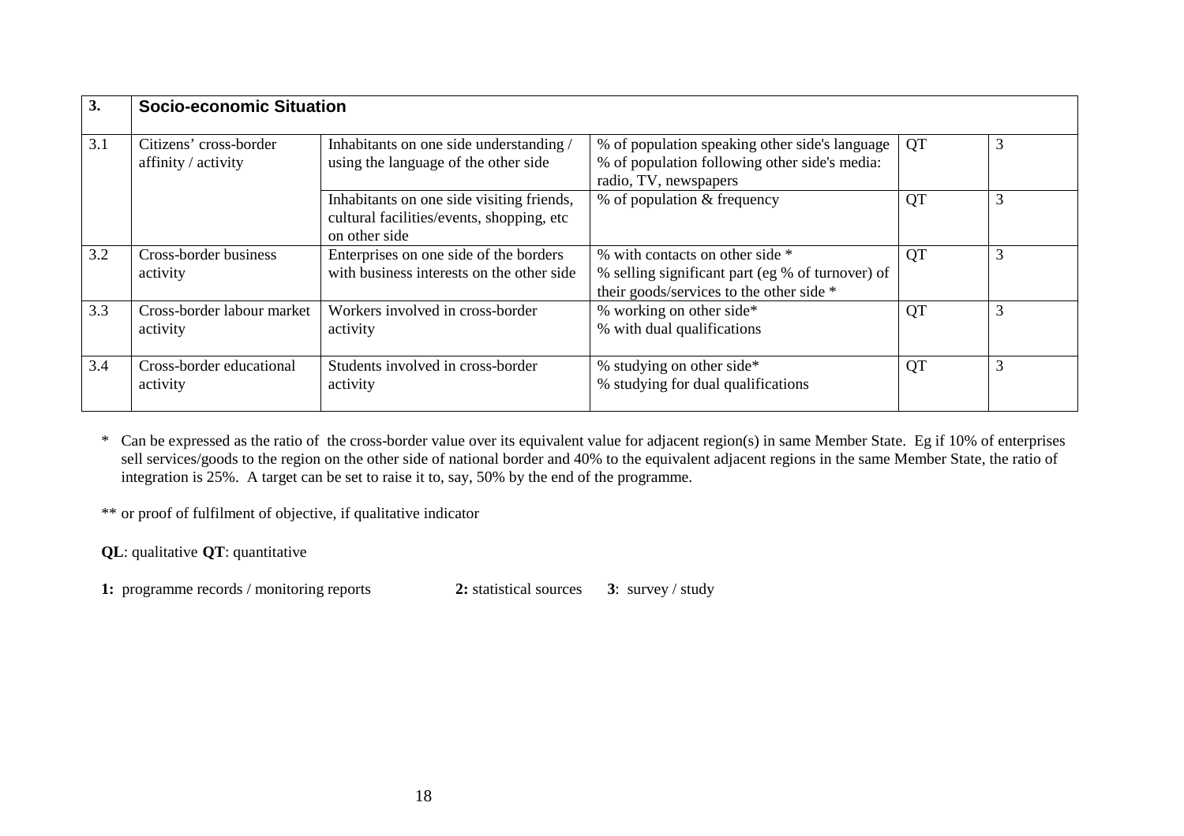| 3. | Socio-economic Situation | | | | |
|---|---|---|---|---|---|
| 3.1 | Citizens' cross-border affinity / activity | Inhabitants on one side understanding / using the language of the other side | % of population speaking other side's language<br>% of population following other side's media: radio, TV, newspapers | QT | 3 |
| | | Inhabitants on one side visiting friends, cultural facilities/events, shopping, etc on other side | % of population & frequency | QT | 3 |
| 3.2 | Cross-border business activity | Enterprises on one side of the borders with business interests on the other side | % with contacts on other side *<br>% selling significant part (eg % of turnover) of their goods/services to the other side * | QT | 3 |
| 3.3 | Cross-border labour market activity | Workers involved in cross-border activity | % working on other side*<br>% with dual qualifications | QT | 3 |
| 3.4 | Cross-border educational activity | Students involved in cross-border activity | % studying on other side*<br>% studying for dual qualifications | QT | 3 |

\* Can be expressed as the ratio of the cross-border value over its equivalent value for adjacent region(s) in same Member State. Eg if 10% of enterprises sell services/goods to the region on the other side of national border and 40% to the equivalent adjacent regions in the same Member State, the ratio of integration is 25%. A target can be set to raise it to, say, 50% by the end of the programme.

** or proof of fulfilment of objective, if qualitative indicator

**QL**: qualitative **QT**: quantitative

**1:** programme records / monitoring reports **2:** statistical sources **3**: survey / study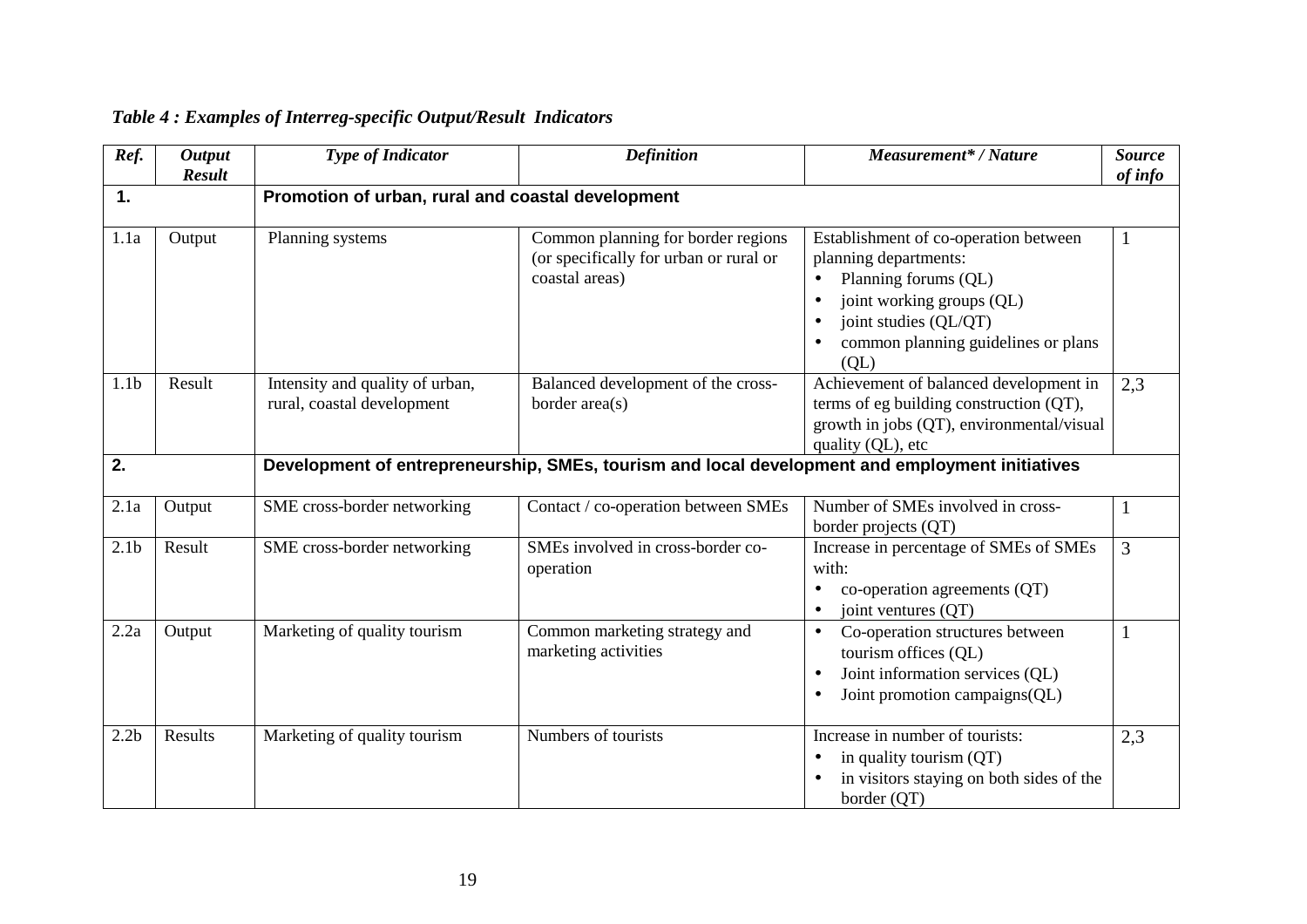*Table 4 : Examples of Interreg-specific Output/Result Indicators*

| *Ref.* | *Output Result* | *Type of Indicator* | *Definition* | *Measurement\* / Nature* | *Source of info* |
|---|---|---|---|---|---|
| **1.** | | **Promotion of urban, rural and coastal development** | | | |
| 1.1a | Output | Planning systems | Common planning for border regions (or specifically for urban or rural or coastal areas) | Establishment of co-operation between planning departments:<br>• Planning forums (QL)<br>• joint working groups (QL)<br>• joint studies (QL/QT)<br>• common planning guidelines or plans (QL) | 1 |
| 1.1b | Result | Intensity and quality of urban, rural, coastal development | Balanced development of the cross-border area(s) | Achievement of balanced development in terms of eg building construction (QT), growth in jobs (QT), environmental/visual quality (QL), etc | 2,3 |
| **2.** | | **Development of entrepreneurship, SMEs, tourism and local development and employment initiatives** | | | |
| 2.1a | Output | SME cross-border networking | Contact / co-operation between SMEs | Number of SMEs involved in cross-border projects (QT) | 1 |
| 2.1b | Result | SME cross-border networking | SMEs involved in cross-border co-operation | Increase in percentage of SMEs of SMEs with:<br>• co-operation agreements (QT)<br>• joint ventures (QT) | 3 |
| 2.2a | Output | Marketing of quality tourism | Common marketing strategy and marketing activities | • Co-operation structures between tourism offices (QL)<br>• Joint information services (QL)<br>• Joint promotion campaigns(QL) | 1 |
| 2.2b | Results | Marketing of quality tourism | Numbers of tourists | Increase in number of tourists:<br>• in quality tourism (QT)<br>• in visitors staying on both sides of the border (QT) | 2,3 |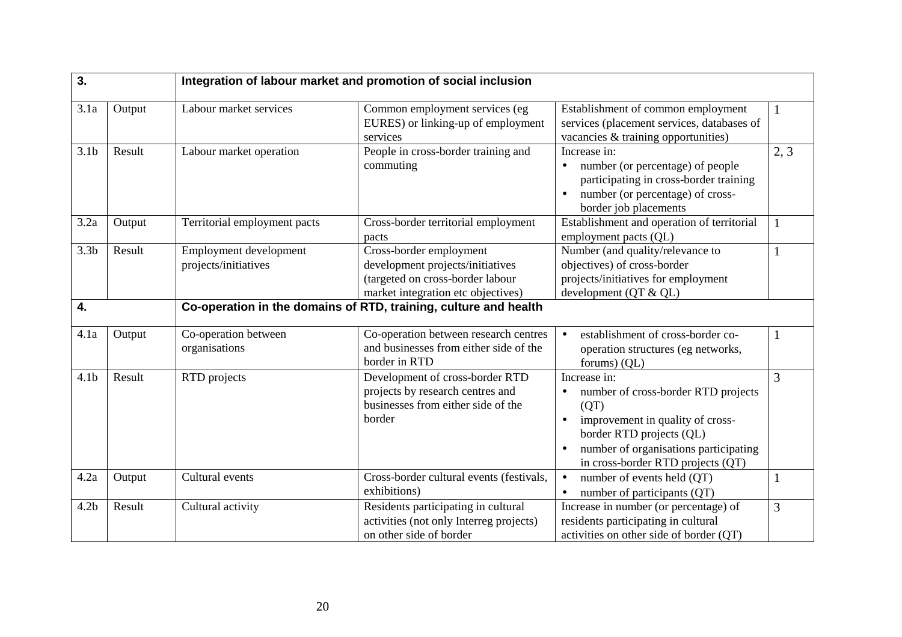| 3. | | Integration of labour market and promotion of social inclusion | | | |
|---|---|---|---|---|---|
| 3.1a | Output | Labour market services | Common employment services (eg EURES) or linking-up of employment services | Establishment of common employment services (placement services, databases of vacancies & training opportunities) | 1 |
| 3.1b | Result | Labour market operation | People in cross-border training and commuting | Increase in:<br>• number (or percentage) of people participating in cross-border training<br>• number (or percentage) of cross-border job placements | 2, 3 |
| 3.2a | Output | Territorial employment pacts | Cross-border territorial employment pacts | Establishment and operation of territorial employment pacts (QL) | 1 |
| 3.3b | Result | Employment development projects/initiatives | Cross-border employment development projects/initiatives (targeted on cross-border labour market integration etc objectives) | Number (and quality/relevance to objectives) of cross-border projects/initiatives for employment development (QT & QL) | 1 |
| **4.** | | **Co-operation in the domains of RTD, training, culture and health** | | | |
| 4.1a | Output | Co-operation between organisations | Co-operation between research centres and businesses from either side of the border in RTD | • establishment of cross-border co-operation structures (eg networks, forums) (QL) | 1 |
| 4.1b | Result | RTD projects | Development of cross-border RTD projects by research centres and businesses from either side of the border | Increase in:<br>• number of cross-border RTD projects (QT)<br>• improvement in quality of cross-border RTD projects (QL)<br>• number of organisations participating in cross-border RTD projects (QT) | 3 |
| 4.2a | Output | Cultural events | Cross-border cultural events (festivals, exhibitions) | • number of events held (QT)<br>• number of participants (QT) | 1 |
| 4.2b | Result | Cultural activity | Residents participating in cultural activities (not only Interreg projects) on other side of border | Increase in number (or percentage) of residents participating in cultural activities on other side of border (QT) | 3 |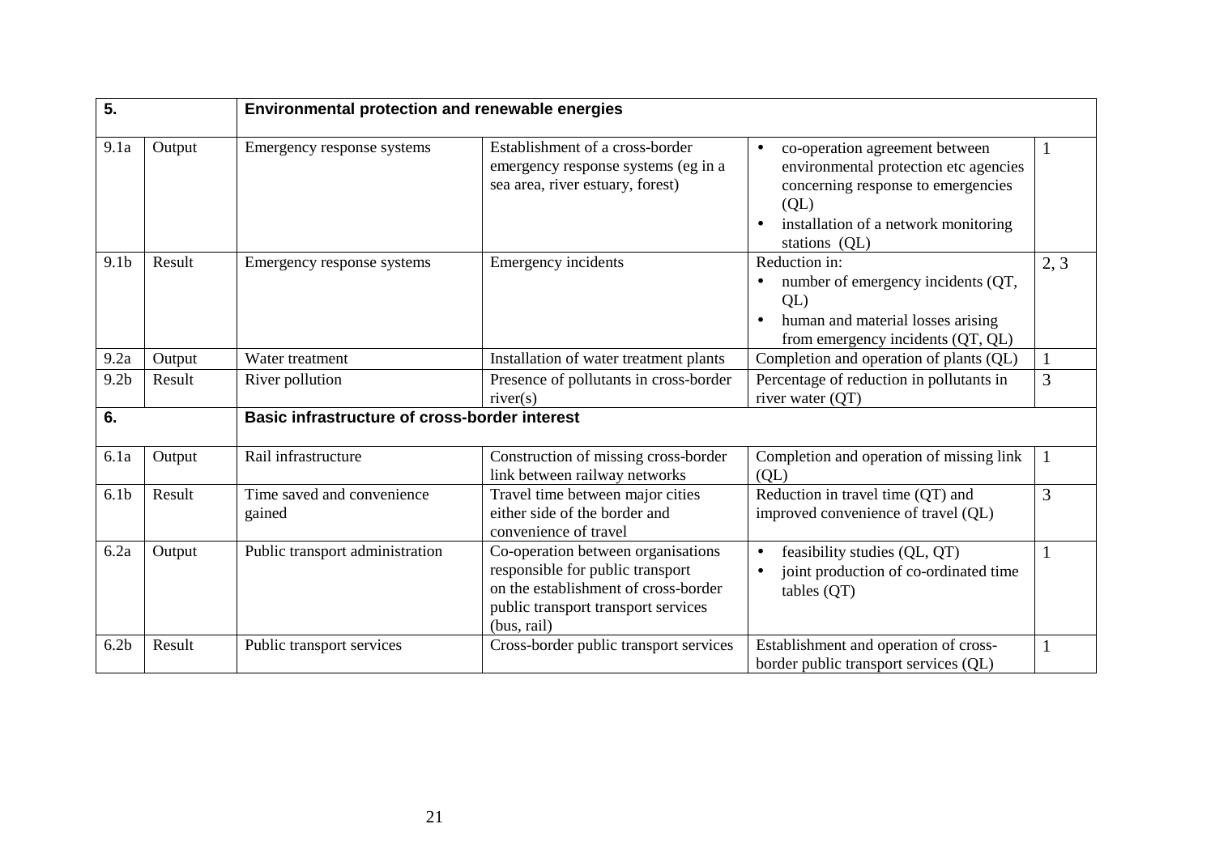| 5. | | Environmental protection and renewable energies | | | |
|---|---|---|---|---|---|
| 9.1a | Output | Emergency response systems | Establishment of a cross-border emergency response systems (eg in a sea area, river estuary, forest) | • co-operation agreement between environmental protection etc agencies concerning response to emergencies (QL)<br>• installation of a network monitoring stations (QL) | 1 |
| 9.1b | Result | Emergency response systems | Emergency incidents | Reduction in:<br>• number of emergency incidents (QT, QL)<br>• human and material losses arising from emergency incidents (QT, QL) | 2, 3 |
| 9.2a | Output | Water treatment | Installation of water treatment plants | Completion and operation of plants (QL) | 1 |
| 9.2b | Result | River pollution | Presence of pollutants in cross-border river(s) | Percentage of reduction in pollutants in river water (QT) | 3 |
| **6.** | | **Basic infrastructure of cross-border interest** | | | |
| 6.1a | Output | Rail infrastructure | Construction of missing cross-border link between railway networks | Completion and operation of missing link (QL) | 1 |
| 6.1b | Result | Time saved and convenience gained | Travel time between major cities either side of the border and convenience of travel | Reduction in travel time (QT) and improved convenience of travel (QL) | 3 |
| 6.2a | Output | Public transport administration | Co-operation between organisations responsible for public transport on the establishment of cross-border public transport transport services (bus, rail) | • feasibility studies (QL, QT)<br>• joint production of co-ordinated time tables (QT) | 1 |
| 6.2b | Result | Public transport services | Cross-border public transport services | Establishment and operation of cross-border public transport services (QL) | 1 |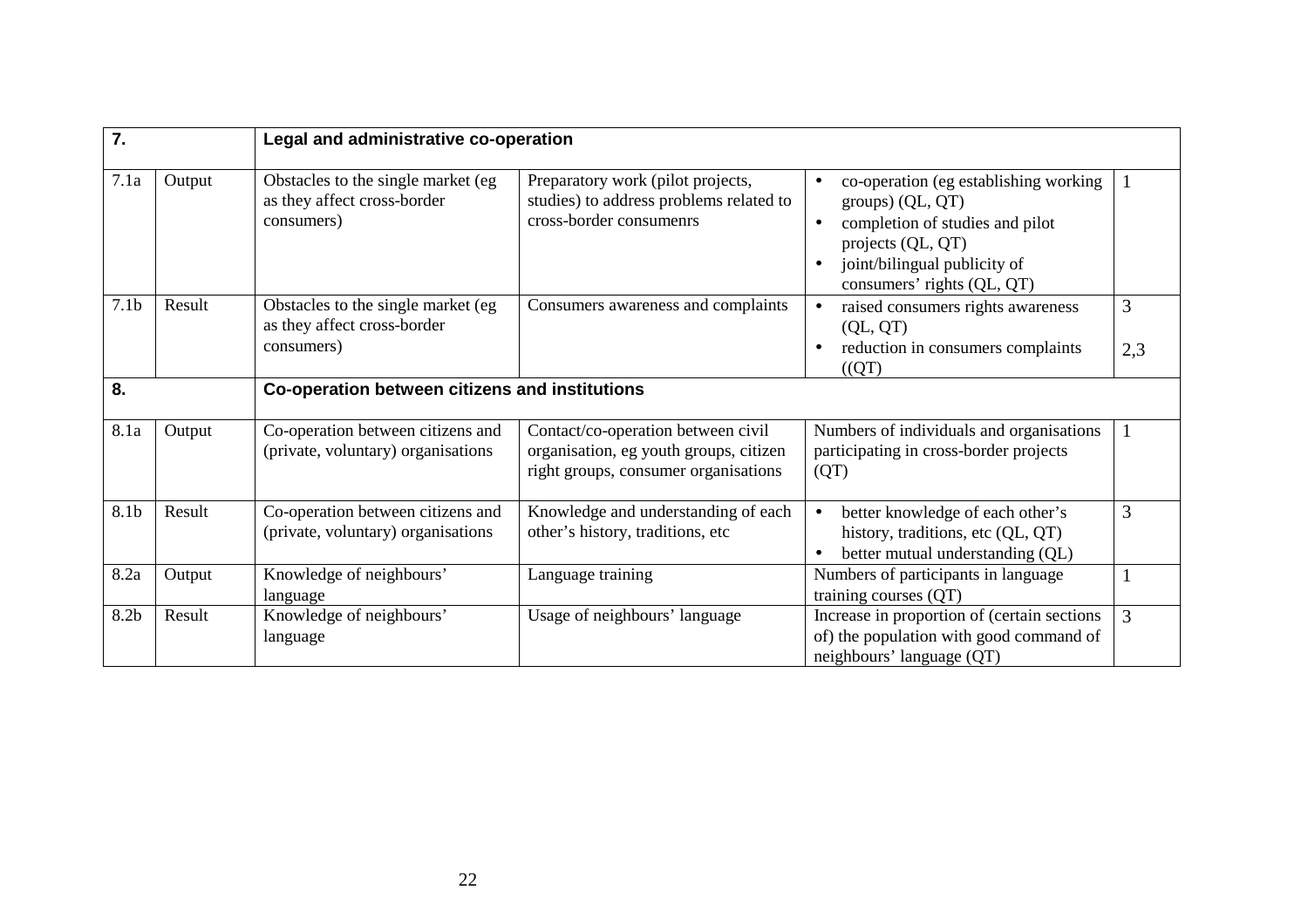| 7. | | Legal and administrative co-operation | | | |
|---|---|---|---|---|---|
| 7.1a | Output | Obstacles to the single market (eg as they affect cross-border consumers) | Preparatory work (pilot projects, studies) to address problems related to cross-border consumenrs | • co-operation (eg establishing working groups) (QL, QT)<br>• completion of studies and pilot projects (QL, QT)<br>• joint/bilingual publicity of consumers' rights (QL, QT) | 1 |
| 7.1b | Result | Obstacles to the single market (eg as they affect cross-border consumers) | Consumers awareness and complaints | • raised consumers rights awareness (QL, QT)<br>• reduction in consumers complaints ((QT) | 3<br><br>2,3 |
| **8.** | | **Co-operation between citizens and institutions** | | | |
| 8.1a | Output | Co-operation between citizens and (private, voluntary) organisations | Contact/co-operation between civil organisation, eg youth groups, citizen right groups, consumer organisations | Numbers of individuals and organisations participating in cross-border projects (QT) | 1 |
| 8.1b | Result | Co-operation between citizens and (private, voluntary) organisations | Knowledge and understanding of each other's history, traditions, etc | • better knowledge of each other's history, traditions, etc (QL, QT)<br>• better mutual understanding (QL) | 3 |
| 8.2a | Output | Knowledge of neighbours' language | Language training | Numbers of participants in language training courses (QT) | 1 |
| 8.2b | Result | Knowledge of neighbours' language | Usage of neighbours' language | Increase in proportion of (certain sections of) the population with good command of neighbours' language (QT) | 3 |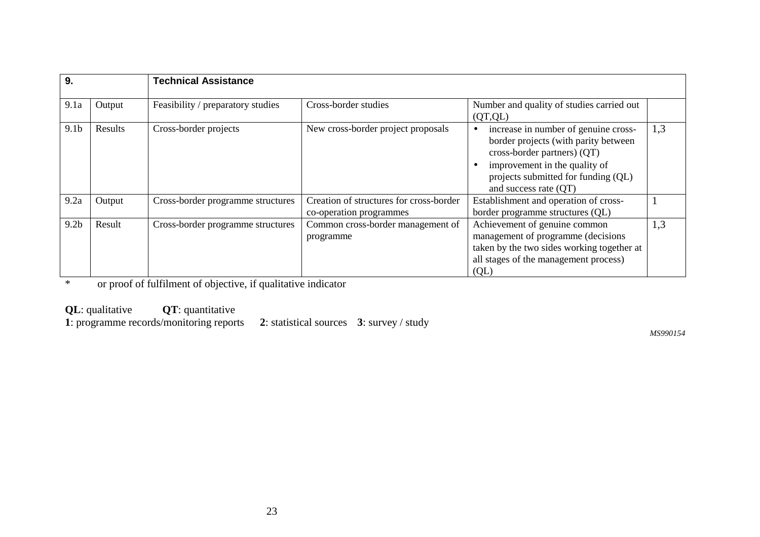| 9. | | Technical Assistance | | | |
|---|---|---|---|---|---|
| 9.1a | Output | Feasibility / preparatory studies | Cross-border studies | Number and quality of studies carried out (QT,QL) | |
| 9.1b | Results | Cross-border projects | New cross-border project proposals | • increase in number of genuine cross-border projects (with parity between cross-border partners) (QT) • improvement in the quality of projects submitted for funding (QL) and success rate (QT) | 1,3 |
| 9.2a | Output | Cross-border programme structures | Creation of structures for cross-border co-operation programmes | Establishment and operation of cross-border programme structures (QL) | 1 |
| 9.2b | Result | Cross-border programme structures | Common cross-border management of programme | Achievement of genuine common management of programme (decisions taken by the two sides working together at all stages of the management process) (QL) | 1,3 |

\* or proof of fulfilment of objective, if qualitative indicator

**QL**: qualitative **QT**: quantitative

**1**: programme records/monitoring reports **2**: statistical sources **3**: survey / study

*MS990154*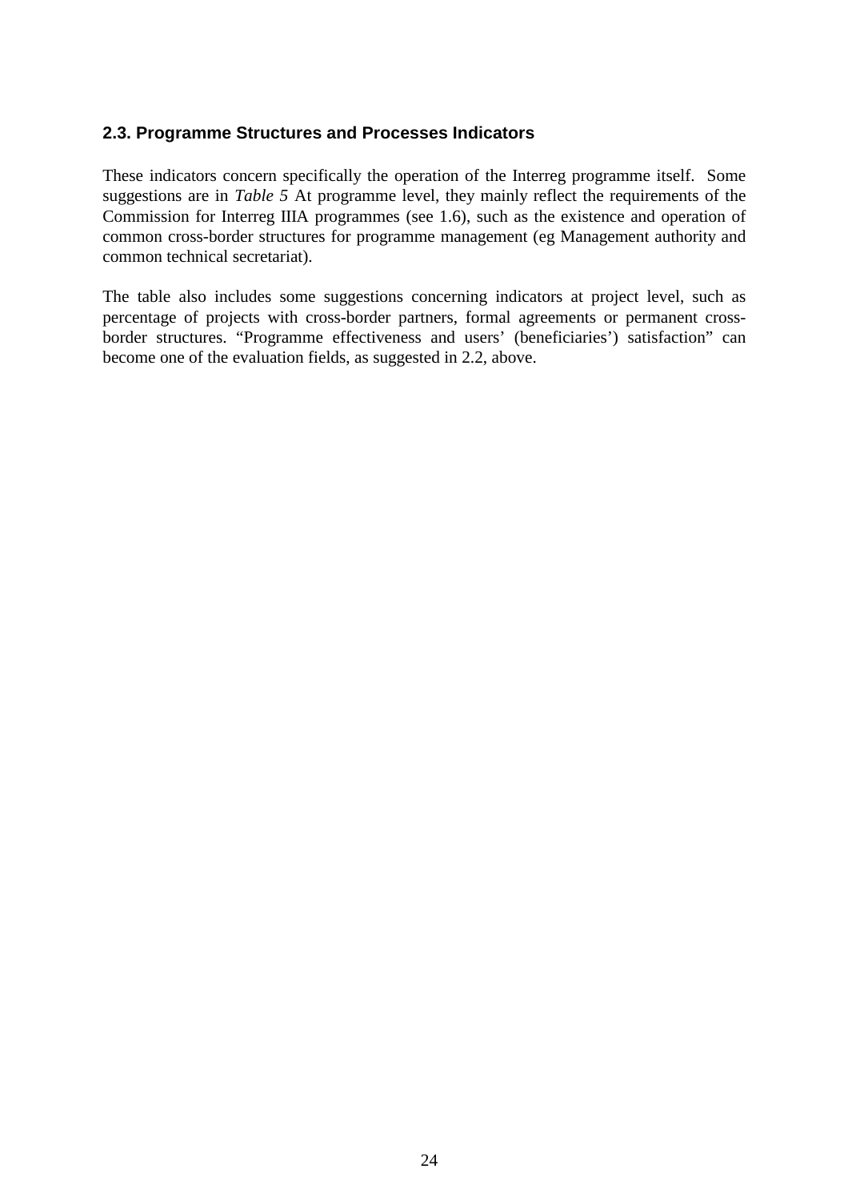### 2.3. Programme Structures and Processes Indicators

These indicators concern specifically the operation of the Interreg programme itself. Some suggestions are in *Table 5* At programme level, they mainly reflect the requirements of the Commission for Interreg IIIA programmes (see 1.6), such as the existence and operation of common cross-border structures for programme management (eg Management authority and common technical secretariat).

The table also includes some suggestions concerning indicators at project level, such as percentage of projects with cross-border partners, formal agreements or permanent cross-border structures. "Programme effectiveness and users' (beneficiaries') satisfaction" can become one of the evaluation fields, as suggested in 2.2, above.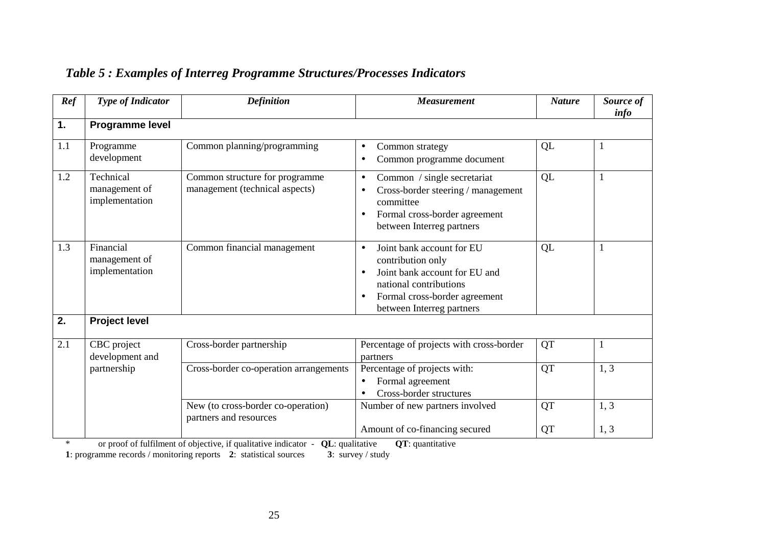### *Table 5 : Examples of Interreg Programme Structures/Processes Indicators*

| *Ref* | *Type of Indicator* | *Definition* | *Measurement* | *Nature* | *Source of info* |
|---|---|---|---|---|---|
| **1.** | **Programme level** | | | | |
| 1.1 | Programme development | Common planning/programming | • Common strategy<br>• Common programme document | QL | 1 |
| 1.2 | Technical management of implementation | Common structure for programme management (technical aspects) | • Common / single secretariat<br>• Cross-border steering / management committee<br>• Formal cross-border agreement between Interreg partners | QL | 1 |
| 1.3 | Financial management of implementation | Common financial management | • Joint bank account for EU contribution only<br>• Joint bank account for EU and national contributions<br>• Formal cross-border agreement between Interreg partners | QL | 1 |
| **2.** | **Project level** | | | | |
| 2.1 | CBC project development and partnership | Cross-border partnership | Percentage of projects with cross-border partners | QT | 1 |
| | | Cross-border co-operation arrangements | Percentage of projects with:<br>• Formal agreement<br>• Cross-border structures | QT | 1, 3 |
| | | New (to cross-border co-operation) partners and resources | Number of new partners involved | QT | 1, 3 |
| | | | Amount of co-financing secured | QT | 1, 3 |

\* or proof of fulfilment of objective, if qualitative indicator - **QL**: qualitative **QT**: quantitative
**1**: programme records / monitoring reports **2**: statistical sources **3**: survey / study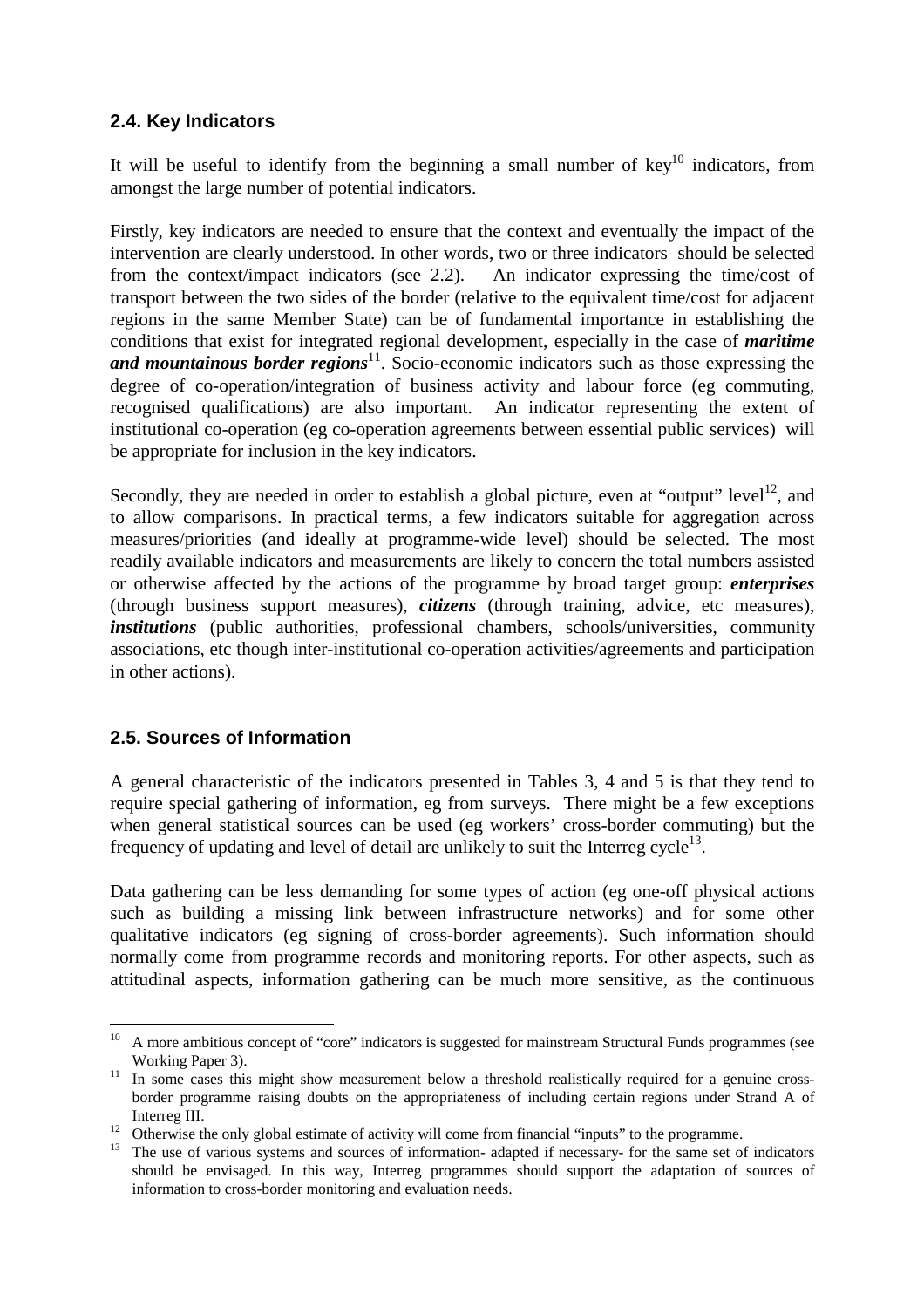## 2.4. Key Indicators

It will be useful to identify from the beginning a small number of key[10] indicators, from amongst the large number of potential indicators.

Firstly, key indicators are needed to ensure that the context and eventually the impact of the intervention are clearly understood. In other words, two or three indicators should be selected from the context/impact indicators (see 2.2). An indicator expressing the time/cost of transport between the two sides of the border (relative to the equivalent time/cost for adjacent regions in the same Member State) can be of fundamental importance in establishing the conditions that exist for integrated regional development, especially in the case of ***maritime and mountainous border regions***[11]. Socio-economic indicators such as those expressing the degree of co-operation/integration of business activity and labour force (eg commuting, recognised qualifications) are also important. An indicator representing the extent of institutional co-operation (eg co-operation agreements between essential public services) will be appropriate for inclusion in the key indicators.

Secondly, they are needed in order to establish a global picture, even at "output" level[12], and to allow comparisons. In practical terms, a few indicators suitable for aggregation across measures/priorities (and ideally at programme-wide level) should be selected. The most readily available indicators and measurements are likely to concern the total numbers assisted or otherwise affected by the actions of the programme by broad target group: ***enterprises*** (through business support measures), ***citizens*** (through training, advice, etc measures), ***institutions*** (public authorities, professional chambers, schools/universities, community associations, etc though inter-institutional co-operation activities/agreements and participation in other actions).

## 2.5. Sources of Information

A general characteristic of the indicators presented in Tables 3, 4 and 5 is that they tend to require special gathering of information, eg from surveys. There might be a few exceptions when general statistical sources can be used (eg workers' cross-border commuting) but the frequency of updating and level of detail are unlikely to suit the Interreg cycle[13].

Data gathering can be less demanding for some types of action (eg one-off physical actions such as building a missing link between infrastructure networks) and for some other qualitative indicators (eg signing of cross-border agreements). Such information should normally come from programme records and monitoring reports. For other aspects, such as attitudinal aspects, information gathering can be much more sensitive, as the continuous

---

[10] A more ambitious concept of "core" indicators is suggested for mainstream Structural Funds programmes (see Working Paper 3).

[11] In some cases this might show measurement below a threshold realistically required for a genuine cross-border programme raising doubts on the appropriateness of including certain regions under Strand A of Interreg III.

[12] Otherwise the only global estimate of activity will come from financial "inputs" to the programme.

[13] The use of various systems and sources of information- adapted if necessary- for the same set of indicators should be envisaged. In this way, Interreg programmes should support the adaptation of sources of information to cross-border monitoring and evaluation needs.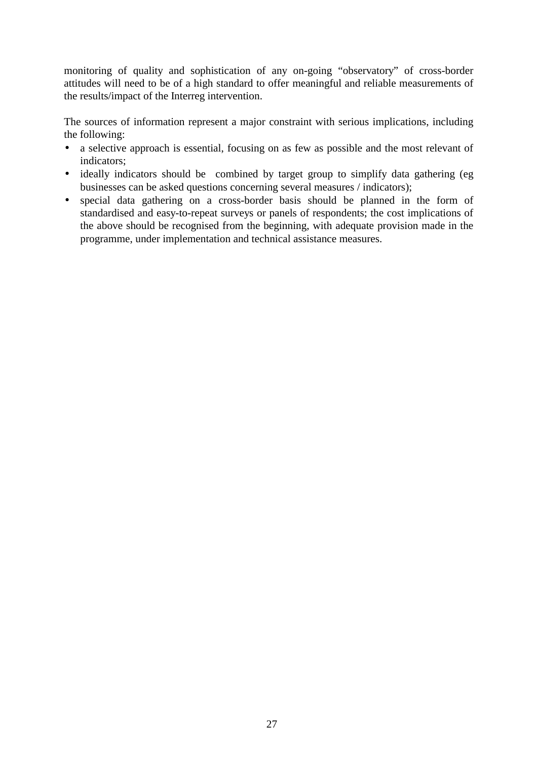monitoring of quality and sophistication of any on-going "observatory" of cross-border attitudes will need to be of a high standard to offer meaningful and reliable measurements of the results/impact of the Interreg intervention.

The sources of information represent a major constraint with serious implications, including the following:

- a selective approach is essential, focusing on as few as possible and the most relevant of indicators;
- ideally indicators should be combined by target group to simplify data gathering (eg businesses can be asked questions concerning several measures / indicators);
- special data gathering on a cross-border basis should be planned in the form of standardised and easy-to-repeat surveys or panels of respondents; the cost implications of the above should be recognised from the beginning, with adequate provision made in the programme, under implementation and technical assistance measures.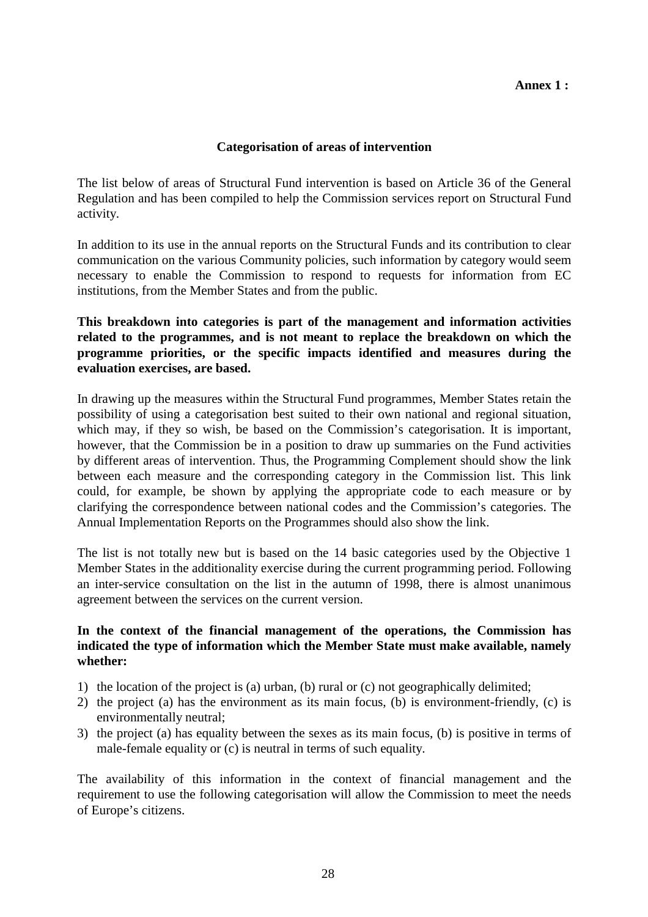**Annex 1 :**

## Categorisation of areas of intervention

The list below of areas of Structural Fund intervention is based on Article 36 of the General Regulation and has been compiled to help the Commission services report on Structural Fund activity.

In addition to its use in the annual reports on the Structural Funds and its contribution to clear communication on the various Community policies, such information by category would seem necessary to enable the Commission to respond to requests for information from EC institutions, from the Member States and from the public.

**This breakdown into categories is part of the management and information activities related to the programmes, and is not meant to replace the breakdown on which the programme priorities, or the specific impacts identified and measures during the evaluation exercises, are based.**

In drawing up the measures within the Structural Fund programmes, Member States retain the possibility of using a categorisation best suited to their own national and regional situation, which may, if they so wish, be based on the Commission's categorisation. It is important, however, that the Commission be in a position to draw up summaries on the Fund activities by different areas of intervention. Thus, the Programming Complement should show the link between each measure and the corresponding category in the Commission list. This link could, for example, be shown by applying the appropriate code to each measure or by clarifying the correspondence between national codes and the Commission's categories. The Annual Implementation Reports on the Programmes should also show the link.

The list is not totally new but is based on the 14 basic categories used by the Objective 1 Member States in the additionality exercise during the current programming period. Following an inter-service consultation on the list in the autumn of 1998, there is almost unanimous agreement between the services on the current version.

**In the context of the financial management of the operations, the Commission has indicated the type of information which the Member State must make available, namely whether:**

1) the location of the project is (a) urban, (b) rural or (c) not geographically delimited;
2) the project (a) has the environment as its main focus, (b) is environment-friendly, (c) is environmentally neutral;
3) the project (a) has equality between the sexes as its main focus, (b) is positive in terms of male-female equality or (c) is neutral in terms of such equality.

The availability of this information in the context of financial management and the requirement to use the following categorisation will allow the Commission to meet the needs of Europe's citizens.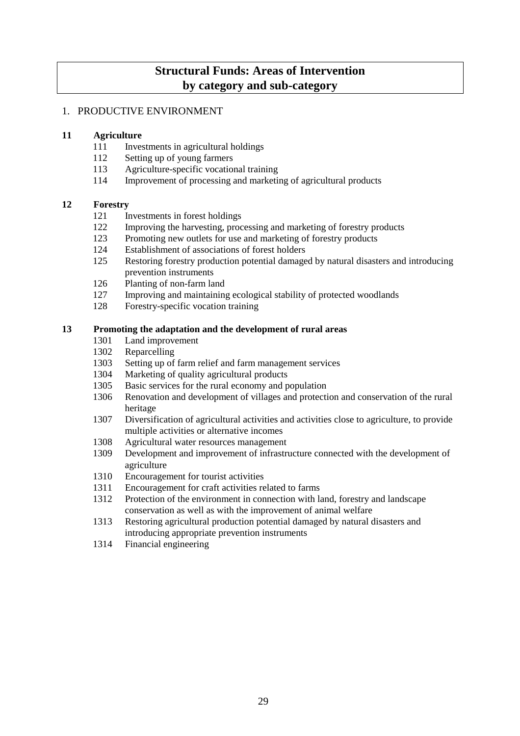# Structural Funds: Areas of Intervention by category and sub-category

## 1. PRODUCTIVE ENVIRONMENT

### 11 Agriculture

- 111 Investments in agricultural holdings
- 112 Setting up of young farmers
- 113 Agriculture-specific vocational training
- 114 Improvement of processing and marketing of agricultural products

### 12 Forestry

- 121 Investments in forest holdings
- 122 Improving the harvesting, processing and marketing of forestry products
- 123 Promoting new outlets for use and marketing of forestry products
- 124 Establishment of associations of forest holders
- 125 Restoring forestry production potential damaged by natural disasters and introducing prevention instruments
- 126 Planting of non-farm land
- 127 Improving and maintaining ecological stability of protected woodlands
- 128 Forestry-specific vocation training

### 13 Promoting the adaptation and the development of rural areas

- 1301 Land improvement
- 1302 Reparcelling
- 1303 Setting up of farm relief and farm management services
- 1304 Marketing of quality agricultural products
- 1305 Basic services for the rural economy and population
- 1306 Renovation and development of villages and protection and conservation of the rural heritage
- 1307 Diversification of agricultural activities and activities close to agriculture, to provide multiple activities or alternative incomes
- 1308 Agricultural water resources management
- 1309 Development and improvement of infrastructure connected with the development of agriculture
- 1310 Encouragement for tourist activities
- 1311 Encouragement for craft activities related to farms
- 1312 Protection of the environment in connection with land, forestry and landscape conservation as well as with the improvement of animal welfare
- 1313 Restoring agricultural production potential damaged by natural disasters and introducing appropriate prevention instruments
- 1314 Financial engineering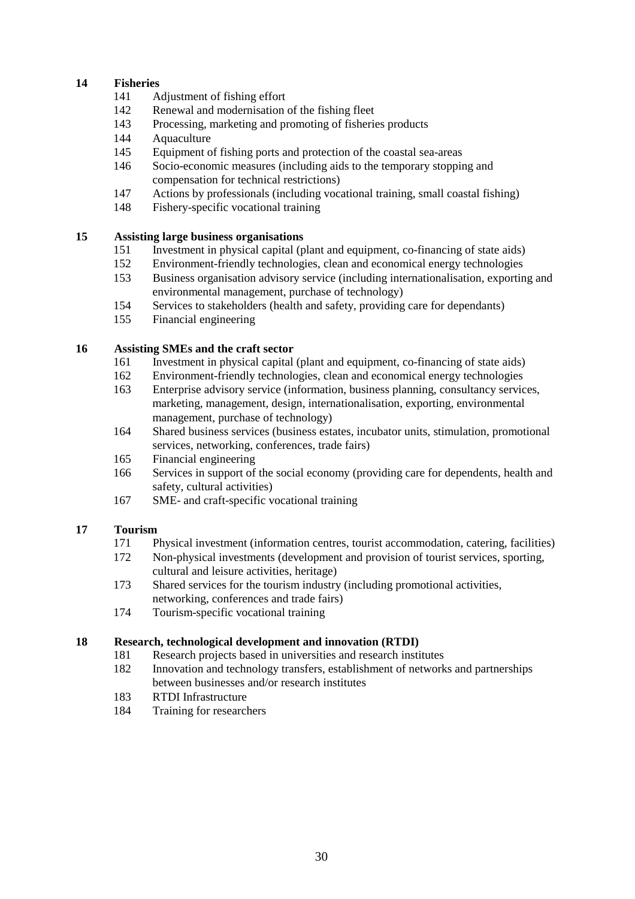**14 Fisheries**

- 141 Adjustment of fishing effort
- 142 Renewal and modernisation of the fishing fleet
- 143 Processing, marketing and promoting of fisheries products
- 144 Aquaculture
- 145 Equipment of fishing ports and protection of the coastal sea-areas
- 146 Socio-economic measures (including aids to the temporary stopping and compensation for technical restrictions)
- 147 Actions by professionals (including vocational training, small coastal fishing)
- 148 Fishery-specific vocational training

**15 Assisting large business organisations**

- 151 Investment in physical capital (plant and equipment, co-financing of state aids)
- 152 Environment-friendly technologies, clean and economical energy technologies
- 153 Business organisation advisory service (including internationalisation, exporting and environmental management, purchase of technology)
- 154 Services to stakeholders (health and safety, providing care for dependants)
- 155 Financial engineering

**16 Assisting SMEs and the craft sector**

- 161 Investment in physical capital (plant and equipment, co-financing of state aids)
- 162 Environment-friendly technologies, clean and economical energy technologies
- 163 Enterprise advisory service (information, business planning, consultancy services, marketing, management, design, internationalisation, exporting, environmental management, purchase of technology)
- 164 Shared business services (business estates, incubator units, stimulation, promotional services, networking, conferences, trade fairs)
- 165 Financial engineering
- 166 Services in support of the social economy (providing care for dependents, health and safety, cultural activities)
- 167 SME- and craft-specific vocational training

**17 Tourism**

- 171 Physical investment (information centres, tourist accommodation, catering, facilities)
- 172 Non-physical investments (development and provision of tourist services, sporting, cultural and leisure activities, heritage)
- 173 Shared services for the tourism industry (including promotional activities, networking, conferences and trade fairs)
- 174 Tourism-specific vocational training

**18 Research, technological development and innovation (RTDI)**

- 181 Research projects based in universities and research institutes
- 182 Innovation and technology transfers, establishment of networks and partnerships between businesses and/or research institutes
- 183 RTDI Infrastructure
- 184 Training for researchers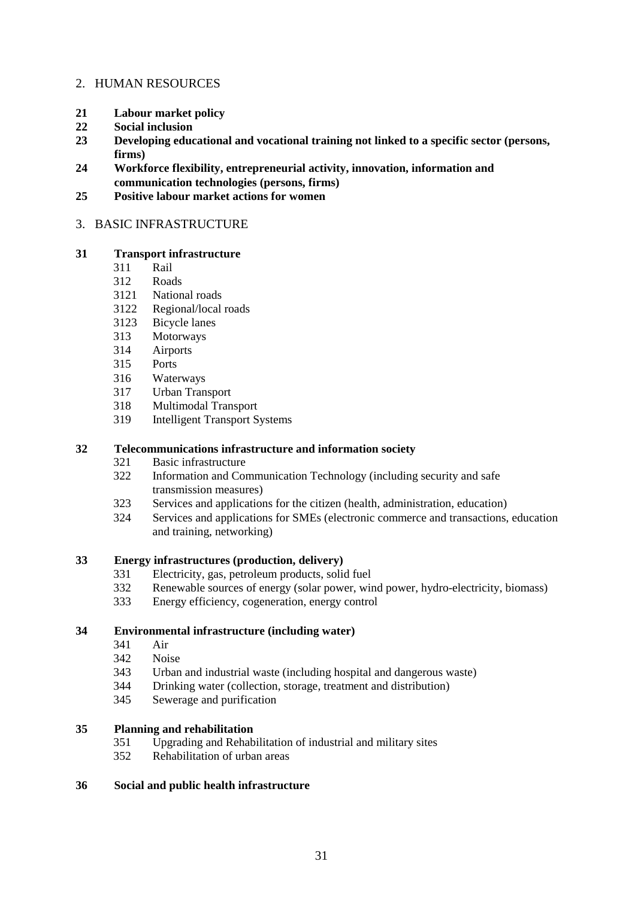## 2. HUMAN RESOURCES

**21 Labour market policy**
**22 Social inclusion**
**23 Developing educational and vocational training not linked to a specific sector (persons, firms)**
**24 Workforce flexibility, entrepreneurial activity, innovation, information and communication technologies (persons, firms)**
**25 Positive labour market actions for women**

## 3. BASIC INFRASTRUCTURE

**31 Transport infrastructure**

- 311 Rail
- 312 Roads
- 3121 National roads
- 3122 Regional/local roads
- 3123 Bicycle lanes
- 313 Motorways
- 314 Airports
- 315 Ports
- 316 Waterways
- 317 Urban Transport
- 318 Multimodal Transport
- 319 Intelligent Transport Systems

**32 Telecommunications infrastructure and information society**

- 321 Basic infrastructure
- 322 Information and Communication Technology (including security and safe transmission measures)
- 323 Services and applications for the citizen (health, administration, education)
- 324 Services and applications for SMEs (electronic commerce and transactions, education and training, networking)

**33 Energy infrastructures (production, delivery)**

- 331 Electricity, gas, petroleum products, solid fuel
- 332 Renewable sources of energy (solar power, wind power, hydro-electricity, biomass)
- 333 Energy efficiency, cogeneration, energy control

**34 Environmental infrastructure (including water)**

- 341 Air
- 342 Noise
- 343 Urban and industrial waste (including hospital and dangerous waste)
- 344 Drinking water (collection, storage, treatment and distribution)
- 345 Sewerage and purification

**35 Planning and rehabilitation**

- 351 Upgrading and Rehabilitation of industrial and military sites
- 352 Rehabilitation of urban areas

**36 Social and public health infrastructure**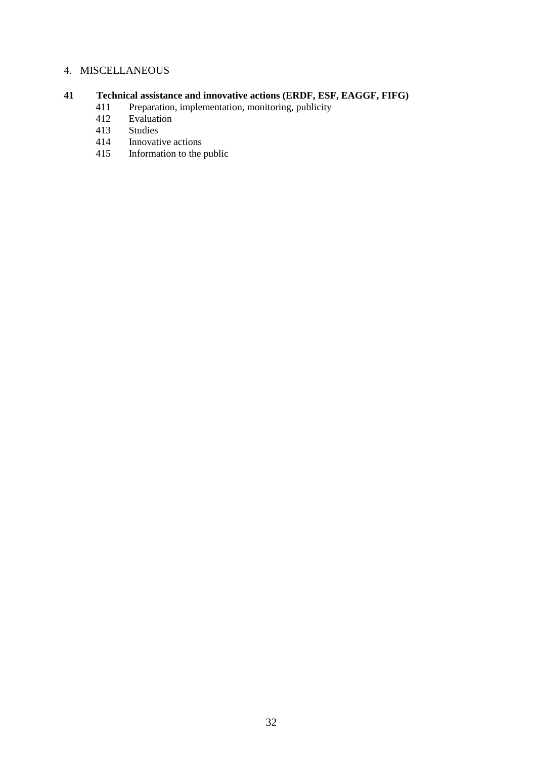## 4. MISCELLANEOUS

**41 Technical assistance and innovative actions (ERDF, ESF, EAGGF, FIFG)**

- 411 Preparation, implementation, monitoring, publicity
- 412 Evaluation
- 413 Studies
- 414 Innovative actions
- 415 Information to the public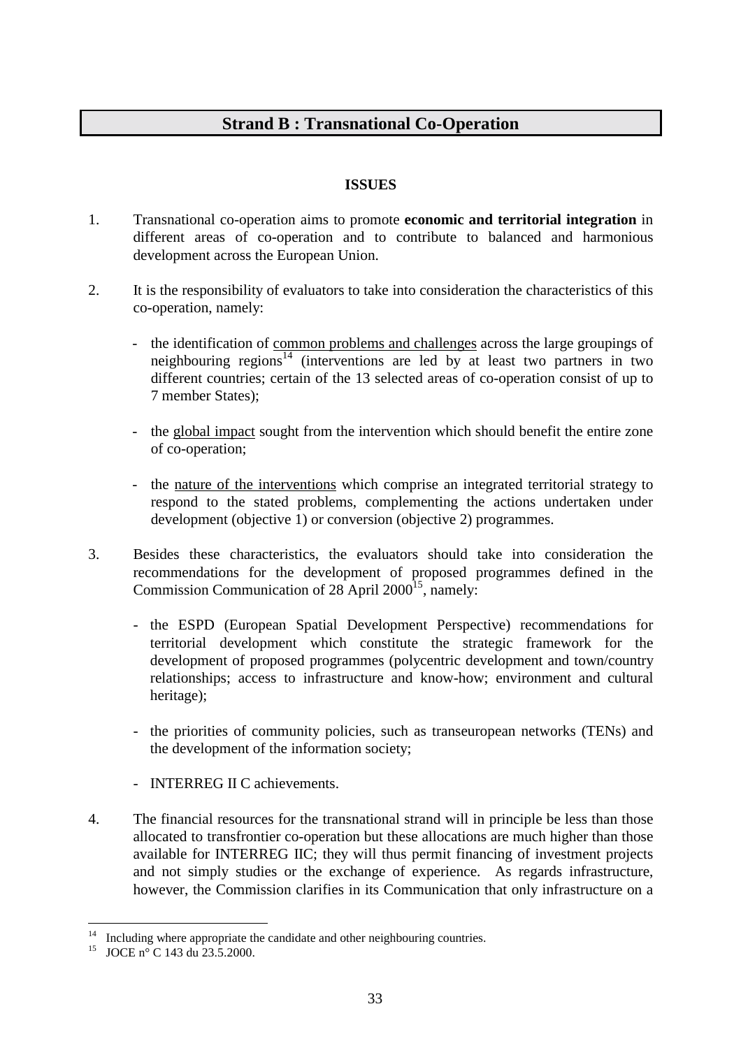## Strand B : Transnational Co-Operation

### ISSUES

1. Transnational co-operation aims to promote **economic and territorial integration** in different areas of co-operation and to contribute to balanced and harmonious development across the European Union.

2. It is the responsibility of evaluators to take into consideration the characteristics of this co-operation, namely:

   - the identification of common problems and challenges across the large groupings of neighbouring regions[14] (interventions are led by at least two partners in two different countries; certain of the 13 selected areas of co-operation consist of up to 7 member States);

   - the global impact sought from the intervention which should benefit the entire zone of co-operation;

   - the nature of the interventions which comprise an integrated territorial strategy to respond to the stated problems, complementing the actions undertaken under development (objective 1) or conversion (objective 2) programmes.

3. Besides these characteristics, the evaluators should take into consideration the recommendations for the development of proposed programmes defined in the Commission Communication of 28 April 2000[15], namely:

   - the ESPD (European Spatial Development Perspective) recommendations for territorial development which constitute the strategic framework for the development of proposed programmes (polycentric development and town/country relationships; access to infrastructure and know-how; environment and cultural heritage);

   - the priorities of community policies, such as transeuropean networks (TENs) and the development of the information society;

   - INTERREG II C achievements.

4. The financial resources for the transnational strand will in principle be less than those allocated to transfrontier co-operation but these allocations are much higher than those available for INTERREG IIC; they will thus permit financing of investment projects and not simply studies or the exchange of experience. As regards infrastructure, however, the Commission clarifies in its Communication that only infrastructure on a

---

[14] Including where appropriate the candidate and other neighbouring countries.

[15] JOCE n° C 143 du 23.5.2000.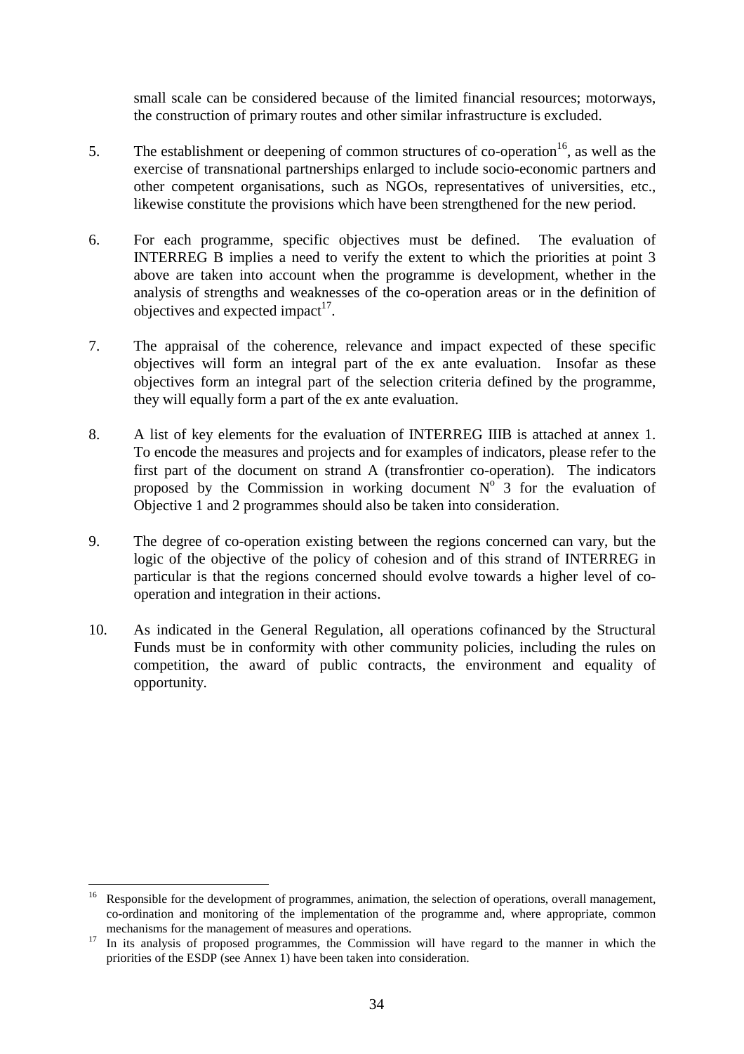small scale can be considered because of the limited financial resources; motorways, the construction of primary routes and other similar infrastructure is excluded.

5. The establishment or deepening of common structures of co-operation[16], as well as the exercise of transnational partnerships enlarged to include socio-economic partners and other competent organisations, such as NGOs, representatives of universities, etc., likewise constitute the provisions which have been strengthened for the new period.

6. For each programme, specific objectives must be defined. The evaluation of INTERREG B implies a need to verify the extent to which the priorities at point 3 above are taken into account when the programme is development, whether in the analysis of strengths and weaknesses of the co-operation areas or in the definition of objectives and expected impact[17].

7. The appraisal of the coherence, relevance and impact expected of these specific objectives will form an integral part of the ex ante evaluation. Insofar as these objectives form an integral part of the selection criteria defined by the programme, they will equally form a part of the ex ante evaluation.

8. A list of key elements for the evaluation of INTERREG IIIB is attached at annex 1. To encode the measures and projects and for examples of indicators, please refer to the first part of the document on strand A (transfrontier co-operation). The indicators proposed by the Commission in working document N° 3 for the evaluation of Objective 1 and 2 programmes should also be taken into consideration.

9. The degree of co-operation existing between the regions concerned can vary, but the logic of the objective of the policy of cohesion and of this strand of INTERREG in particular is that the regions concerned should evolve towards a higher level of co-operation and integration in their actions.

10. As indicated in the General Regulation, all operations cofinanced by the Structural Funds must be in conformity with other community policies, including the rules on competition, the award of public contracts, the environment and equality of opportunity.

---

[16] Responsible for the development of programmes, animation, the selection of operations, overall management, co-ordination and monitoring of the implementation of the programme and, where appropriate, common mechanisms for the management of measures and operations.

[17] In its analysis of proposed programmes, the Commission will have regard to the manner in which the priorities of the ESDP (see Annex 1) have been taken into consideration.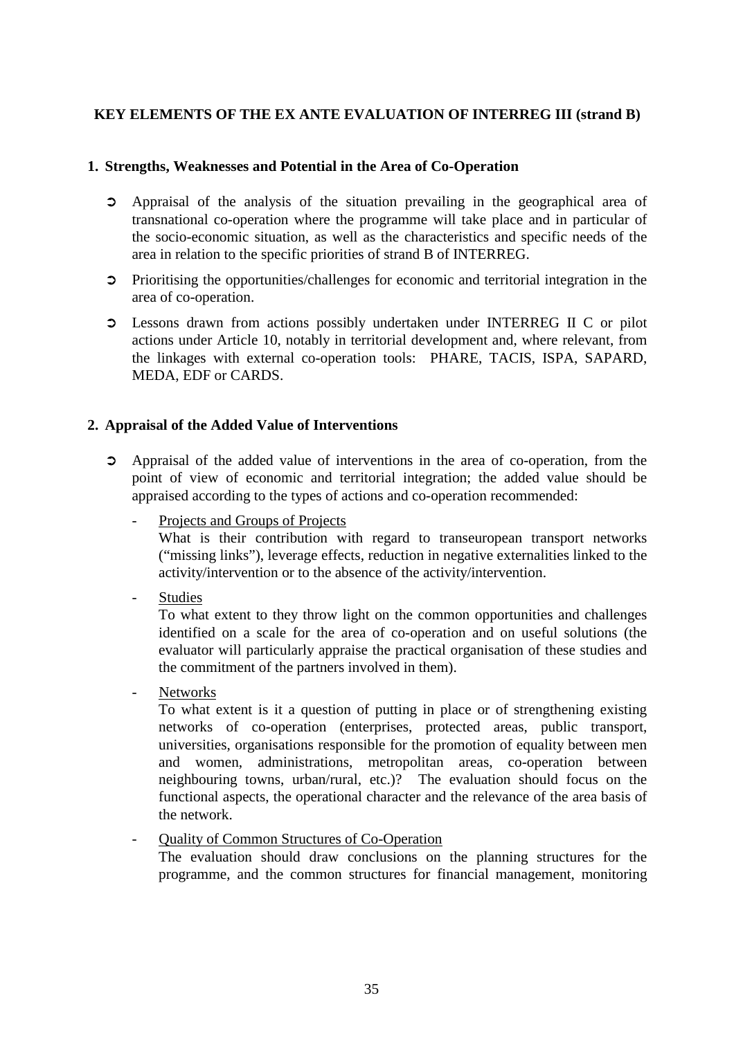**KEY ELEMENTS OF THE EX ANTE EVALUATION OF INTERREG III (strand B)**

## 1. Strengths, Weaknesses and Potential in the Area of Co-Operation

- Appraisal of the analysis of the situation prevailing in the geographical area of transnational co-operation where the programme will take place and in particular of the socio-economic situation, as well as the characteristics and specific needs of the area in relation to the specific priorities of strand B of INTERREG.
- Prioritising the opportunities/challenges for economic and territorial integration in the area of co-operation.
- Lessons drawn from actions possibly undertaken under INTERREG II C or pilot actions under Article 10, notably in territorial development and, where relevant, from the linkages with external co-operation tools: PHARE, TACIS, ISPA, SAPARD, MEDA, EDF or CARDS.

## 2. Appraisal of the Added Value of Interventions

- Appraisal of the added value of interventions in the area of co-operation, from the point of view of economic and territorial integration; the added value should be appraised according to the types of actions and co-operation recommended:
  - <u>Projects and Groups of Projects</u>
    What is their contribution with regard to transeuropean transport networks ("missing links"), leverage effects, reduction in negative externalities linked to the activity/intervention or to the absence of the activity/intervention.
  - <u>Studies</u>
    To what extent to they throw light on the common opportunities and challenges identified on a scale for the area of co-operation and on useful solutions (the evaluator will particularly appraise the practical organisation of these studies and the commitment of the partners involved in them).
  - <u>Networks</u>
    To what extent is it a question of putting in place or of strengthening existing networks of co-operation (enterprises, protected areas, public transport, universities, organisations responsible for the promotion of equality between men and women, administrations, metropolitan areas, co-operation between neighbouring towns, urban/rural, etc.)? The evaluation should focus on the functional aspects, the operational character and the relevance of the area basis of the network.
  - <u>Quality of Common Structures of Co-Operation</u>
    The evaluation should draw conclusions on the planning structures for the programme, and the common structures for financial management, monitoring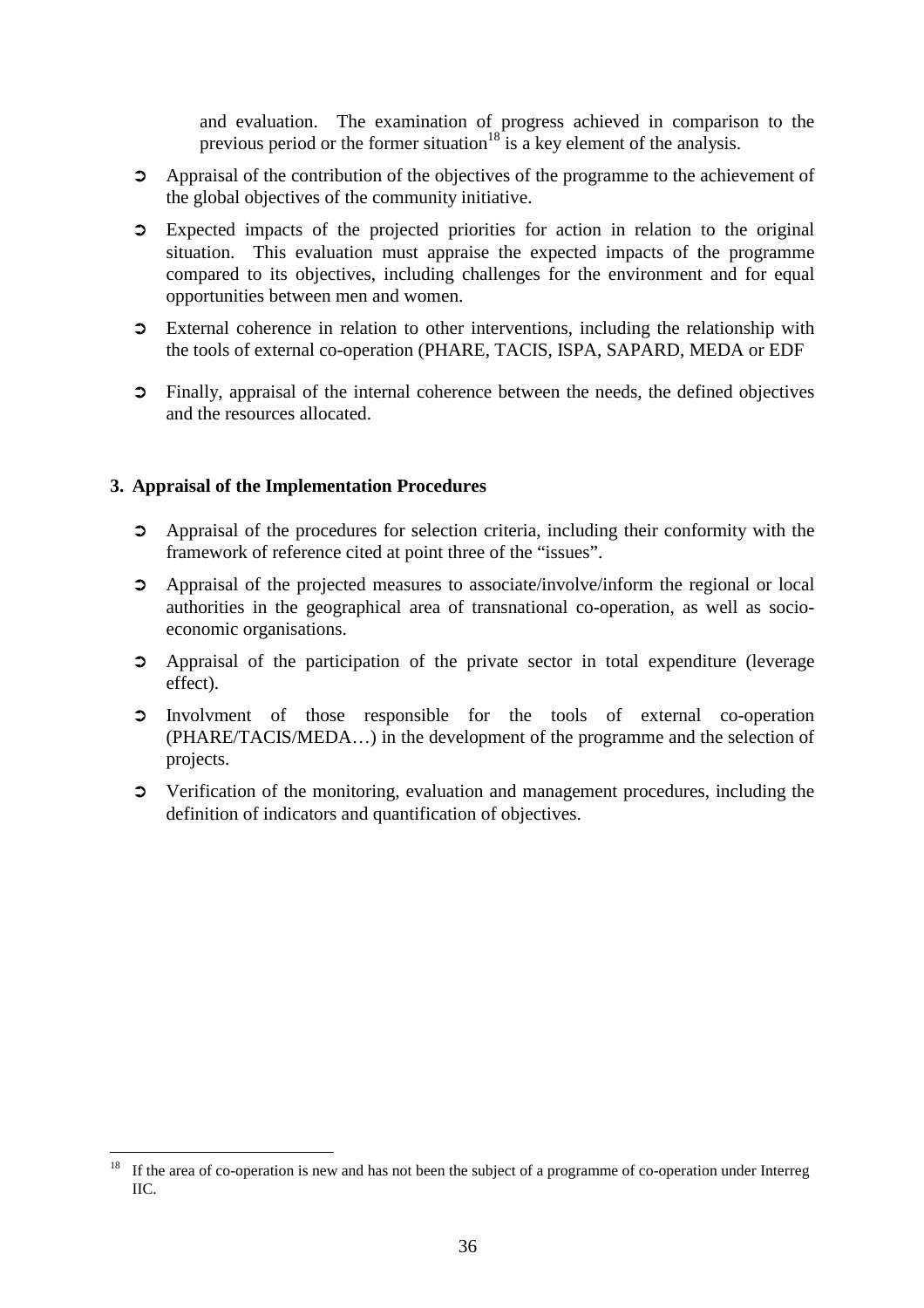and evaluation. The examination of progress achieved in comparison to the previous period or the former situation[18] is a key element of the analysis.

- Appraisal of the contribution of the objectives of the programme to the achievement of the global objectives of the community initiative.
- Expected impacts of the projected priorities for action in relation to the original situation. This evaluation must appraise the expected impacts of the programme compared to its objectives, including challenges for the environment and for equal opportunities between men and women.
- External coherence in relation to other interventions, including the relationship with the tools of external co-operation (PHARE, TACIS, ISPA, SAPARD, MEDA or EDF
- Finally, appraisal of the internal coherence between the needs, the defined objectives and the resources allocated.

## 3. Appraisal of the Implementation Procedures

- Appraisal of the procedures for selection criteria, including their conformity with the framework of reference cited at point three of the "issues".
- Appraisal of the projected measures to associate/involve/inform the regional or local authorities in the geographical area of transnational co-operation, as well as socio-economic organisations.
- Appraisal of the participation of the private sector in total expenditure (leverage effect).
- Involvment of those responsible for the tools of external co-operation (PHARE/TACIS/MEDA…) in the development of the programme and the selection of projects.
- Verification of the monitoring, evaluation and management procedures, including the definition of indicators and quantification of objectives.

[18] If the area of co-operation is new and has not been the subject of a programme of co-operation under Interreg IIC.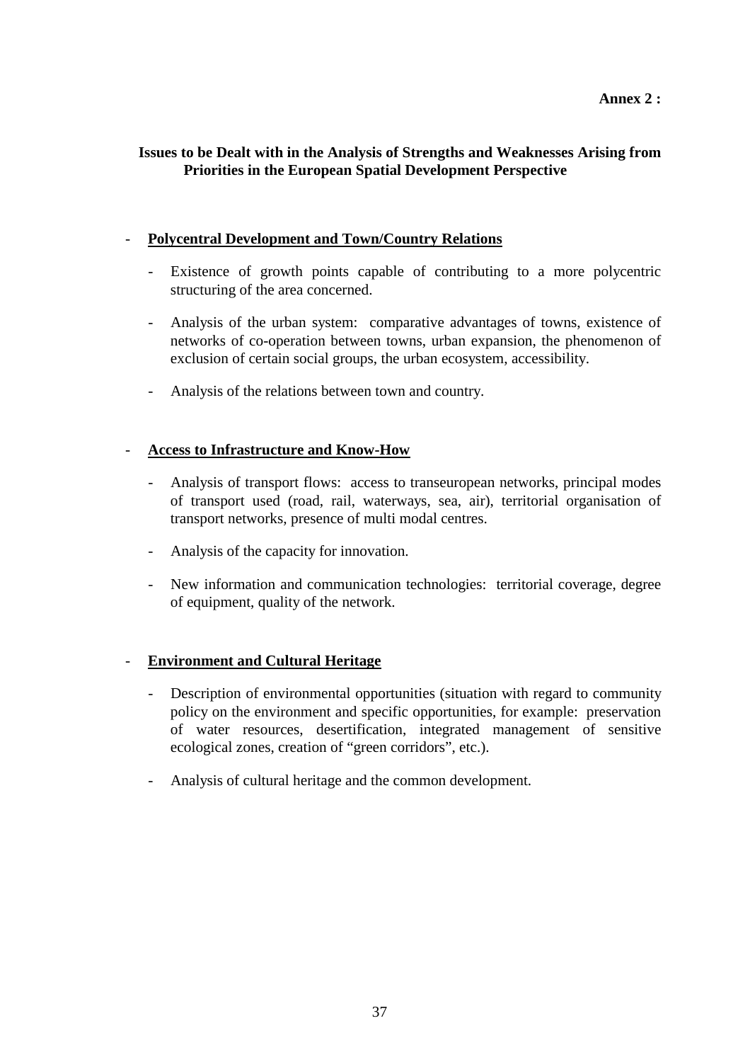**Annex 2 :**

## Issues to be Dealt with in the Analysis of Strengths and Weaknesses Arising from Priorities in the European Spatial Development Perspective

- **Polycentral Development and Town/Country Relations**

  - Existence of growth points capable of contributing to a more polycentric structuring of the area concerned.

  - Analysis of the urban system: comparative advantages of towns, existence of networks of co-operation between towns, urban expansion, the phenomenon of exclusion of certain social groups, the urban ecosystem, accessibility.

  - Analysis of the relations between town and country.

- **Access to Infrastructure and Know-How**

  - Analysis of transport flows: access to transeuropean networks, principal modes of transport used (road, rail, waterways, sea, air), territorial organisation of transport networks, presence of multi modal centres.

  - Analysis of the capacity for innovation.

  - New information and communication technologies: territorial coverage, degree of equipment, quality of the network.

- **Environment and Cultural Heritage**

  - Description of environmental opportunities (situation with regard to community policy on the environment and specific opportunities, for example: preservation of water resources, desertification, integrated management of sensitive ecological zones, creation of "green corridors", etc.).

  - Analysis of cultural heritage and the common development.